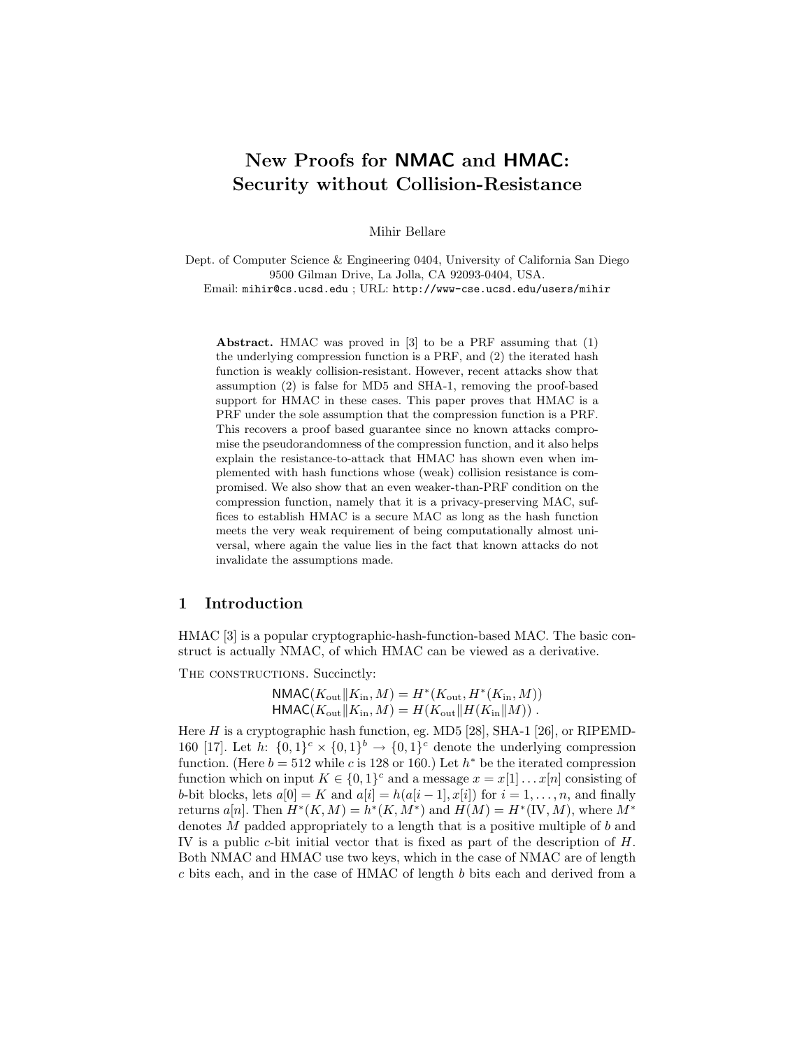# New Proofs for NMAC and HMAC: Security without Collision-Resistance

Mihir Bellare

Dept. of Computer Science & Engineering 0404, University of California San Diego
9500 Gilman Drive, La Jolla, CA 92093-0404, USA.
Email: mihir@cs.ucsd.edu ; URL: http://www-cse.ucsd.edu/users/mihir

**Abstract.** HMAC was proved in [3] to be a PRF assuming that (1) the underlying compression function is a PRF, and (2) the iterated hash function is weakly collision-resistant. However, recent attacks show that assumption (2) is false for MD5 and SHA-1, removing the proof-based support for HMAC in these cases. This paper proves that HMAC is a PRF under the sole assumption that the compression function is a PRF. This recovers a proof based guarantee since no known attacks compromise the pseudorandomness of the compression function, and it also helps explain the resistance-to-attack that HMAC has shown even when implemented with hash functions whose (weak) collision resistance is compromised. We also show that an even weaker-than-PRF condition on the compression function, namely that it is a privacy-preserving MAC, suffices to establish HMAC is a secure MAC as long as the hash function meets the very weak requirement of being computationally almost universal, where again the value lies in the fact that known attacks do not invalidate the assumptions made.

## 1 Introduction

HMAC [3] is a popular cryptographic-hash-function-based MAC. The basic construct is actually NMAC, of which HMAC can be viewed as a derivative.

The constructions. Succinctly:

$$\mathsf{NMAC}(K_{\text{out}} \| K_{\text{in}}, M) = H^*(K_{\text{out}}, H^*(K_{\text{in}}, M))$$
$$\mathsf{HMAC}(K_{\text{out}} \| K_{\text{in}}, M) = H(K_{\text{out}} \| H(K_{\text{in}} \| M))\ .$$

Here $H$ is a cryptographic hash function, eg. MD5 [28], SHA-1 [26], or RIPEMD-160 [17]. Let $h\colon \{0,1\}^c \times \{0,1\}^b \to \{0,1\}^c$ denote the underlying compression function. (Here $b = 512$ while $c$ is 128 or 160.) Let $h^*$ be the iterated compression function which on input $K \in \{0,1\}^c$ and a message $x = x[1] \ldots x[n]$ consisting of $b$-bit blocks, lets $a[0] = K$ and $a[i] = h(a[i-1], x[i])$ for $i = 1, \ldots, n$, and finally returns $a[n]$. Then $H^*(K, M) = h^*(K, M^*)$ and $H(M) = H^*(\text{IV}, M)$, where $M^*$ denotes $M$ padded appropriately to a length that is a positive multiple of $b$ and IV is a public $c$-bit initial vector that is fixed as part of the description of $H$. Both NMAC and HMAC use two keys, which in the case of NMAC are of length $c$ bits each, and in the case of HMAC of length $b$ bits each and derived from a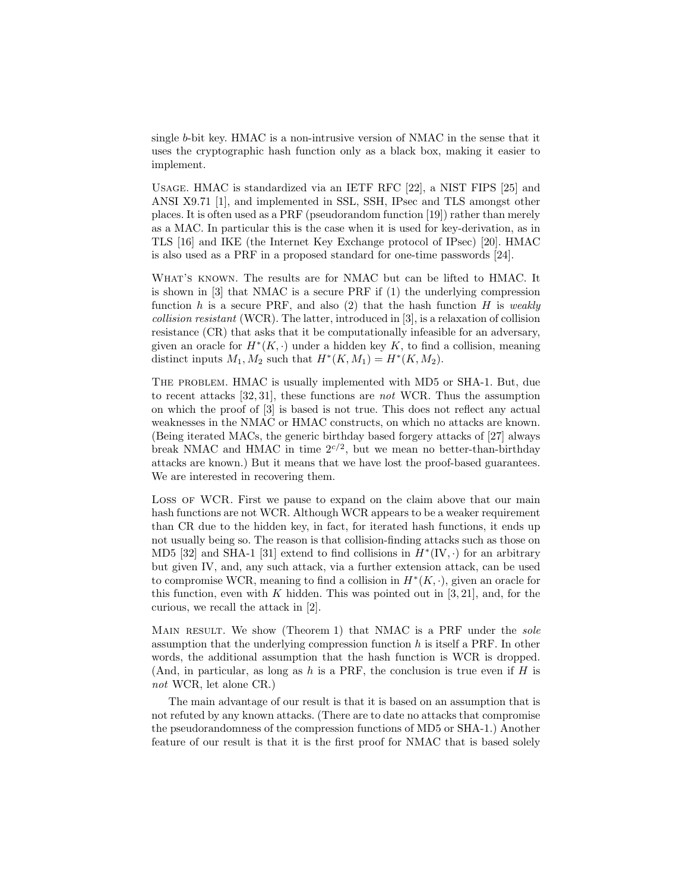single $b$-bit key. HMAC is a non-intrusive version of NMAC in the sense that it uses the cryptographic hash function only as a black box, making it easier to implement.

USAGE. HMAC is standardized via an IETF RFC [22], a NIST FIPS [25] and ANSI X9.71 [1], and implemented in SSL, SSH, IPsec and TLS amongst other places. It is often used as a PRF (pseudorandom function [19]) rather than merely as a MAC. In particular this is the case when it is used for key-derivation, as in TLS [16] and IKE (the Internet Key Exchange protocol of IPsec) [20]. HMAC is also used as a PRF in a proposed standard for one-time passwords [24].

WHAT'S KNOWN. The results are for NMAC but can be lifted to HMAC. It is shown in [3] that NMAC is a secure PRF if (1) the underlying compression function $h$ is a secure PRF, and also (2) that the hash function $H$ is *weakly collision resistant* (WCR). The latter, introduced in [3], is a relaxation of collision resistance (CR) that asks that it be computationally infeasible for an adversary, given an oracle for $H^*(K, \cdot)$ under a hidden key $K$, to find a collision, meaning distinct inputs $M_1, M_2$ such that $H^*(K, M_1) = H^*(K, M_2)$.

THE PROBLEM. HMAC is usually implemented with MD5 or SHA-1. But, due to recent attacks [32, 31], these functions are *not* WCR. Thus the assumption on which the proof of [3] is based is not true. This does not reflect any actual weaknesses in the NMAC or HMAC constructs, on which no attacks are known. (Being iterated MACs, the generic birthday based forgery attacks of [27] always break NMAC and HMAC in time $2^{c/2}$, but we mean no better-than-birthday attacks are known.) But it means that we have lost the proof-based guarantees. We are interested in recovering them.

LOSS OF WCR. First we pause to expand on the claim above that our main hash functions are not WCR. Although WCR appears to be a weaker requirement than CR due to the hidden key, in fact, for iterated hash functions, it ends up not usually being so. The reason is that collision-finding attacks such as those on MD5 [32] and SHA-1 [31] extend to find collisions in $H^*(\mathrm{IV}, \cdot)$ for an arbitrary but given IV, and, any such attack, via a further extension attack, can be used to compromise WCR, meaning to find a collision in $H^*(K, \cdot)$, given an oracle for this function, even with $K$ hidden. This was pointed out in [3, 21], and, for the curious, we recall the attack in [2].

MAIN RESULT. We show (Theorem 1) that NMAC is a PRF under the *sole* assumption that the underlying compression function $h$ is itself a PRF. In other words, the additional assumption that the hash function is WCR is dropped. (And, in particular, as long as $h$ is a PRF, the conclusion is true even if $H$ is *not* WCR, let alone CR.)

The main advantage of our result is that it is based on an assumption that is not refuted by any known attacks. (There are to date no attacks that compromise the pseudorandomness of the compression functions of MD5 or SHA-1.) Another feature of our result is that it is the first proof for NMAC that is based solely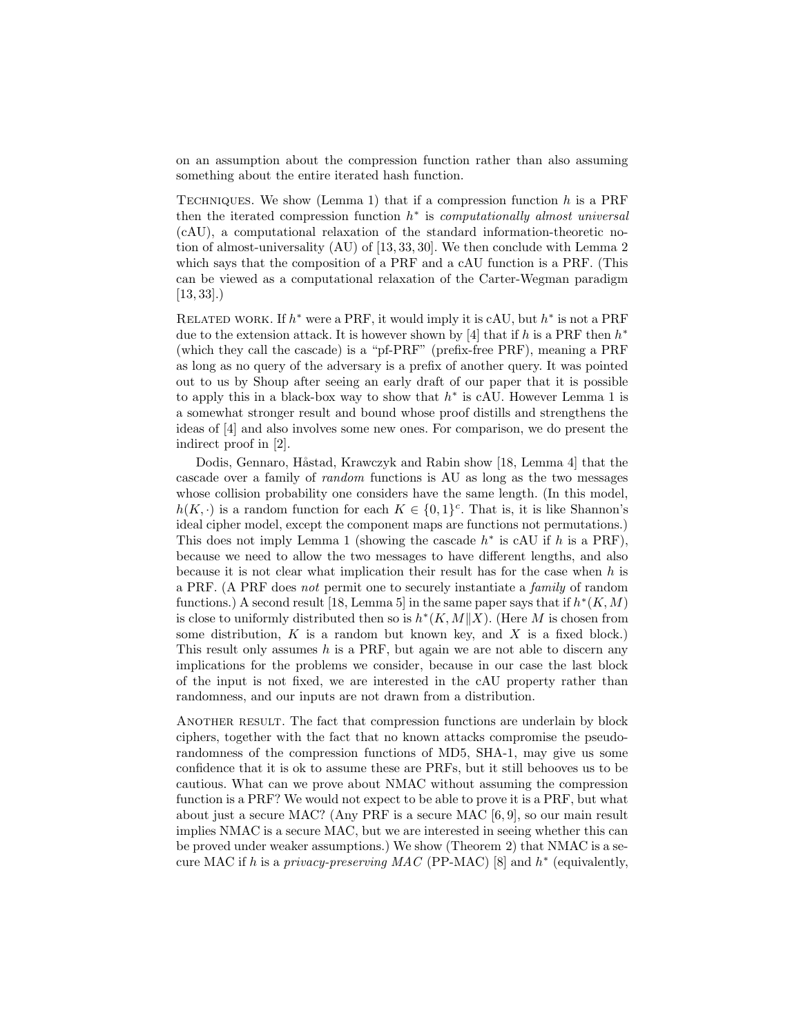on an assumption about the compression function rather than also assuming something about the entire iterated hash function.

Techniques. We show (Lemma 1) that if a compression function $h$ is a PRF then the iterated compression function $h^*$ is *computationally almost universal* (cAU), a computational relaxation of the standard information-theoretic notion of almost-universality (AU) of [13, 33, 30]. We then conclude with Lemma 2 which says that the composition of a PRF and a cAU function is a PRF. (This can be viewed as a computational relaxation of the Carter-Wegman paradigm [13, 33].)

Related work. If $h^*$ were a PRF, it would imply it is cAU, but $h^*$ is not a PRF due to the extension attack. It is however shown by [4] that if $h$ is a PRF then $h^*$ (which they call the cascade) is a "pf-PRF" (prefix-free PRF), meaning a PRF as long as no query of the adversary is a prefix of another query. It was pointed out to us by Shoup after seeing an early draft of our paper that it is possible to apply this in a black-box way to show that $h^*$ is cAU. However Lemma 1 is a somewhat stronger result and bound whose proof distills and strengthens the ideas of [4] and also involves some new ones. For comparison, we do present the indirect proof in [2].

Dodis, Gennaro, Håstad, Krawczyk and Rabin show [18, Lemma 4] that the cascade over a family of *random* functions is AU as long as the two messages whose collision probability one considers have the same length. (In this model, $h(K, \cdot)$ is a random function for each $K \in \{0,1\}^c$. That is, it is like Shannon's ideal cipher model, except the component maps are functions not permutations.) This does not imply Lemma 1 (showing the cascade $h^*$ is cAU if $h$ is a PRF), because we need to allow the two messages to have different lengths, and also because it is not clear what implication their result has for the case when $h$ is a PRF. (A PRF does *not* permit one to securely instantiate a *family* of random functions.) A second result [18, Lemma 5] in the same paper says that if $h^*(K, M)$ is close to uniformly distributed then so is $h^*(K, M \| X)$. (Here $M$ is chosen from some distribution, $K$ is a random but known key, and $X$ is a fixed block.) This result only assumes $h$ is a PRF, but again we are not able to discern any implications for the problems we consider, because in our case the last block of the input is not fixed, we are interested in the cAU property rather than randomness, and our inputs are not drawn from a distribution.

Another result. The fact that compression functions are underlain by block ciphers, together with the fact that no known attacks compromise the pseudorandomness of the compression functions of MD5, SHA-1, may give us some confidence that it is ok to assume these are PRFs, but it still behooves us to be cautious. What can we prove about NMAC without assuming the compression function is a PRF? We would not expect to be able to prove it is a PRF, but what about just a secure MAC? (Any PRF is a secure MAC [6, 9], so our main result implies NMAC is a secure MAC, but we are interested in seeing whether this can be proved under weaker assumptions.) We show (Theorem 2) that NMAC is a secure MAC if $h$ is a *privacy-preserving MAC* (PP-MAC) [8] and $h^*$ (equivalently,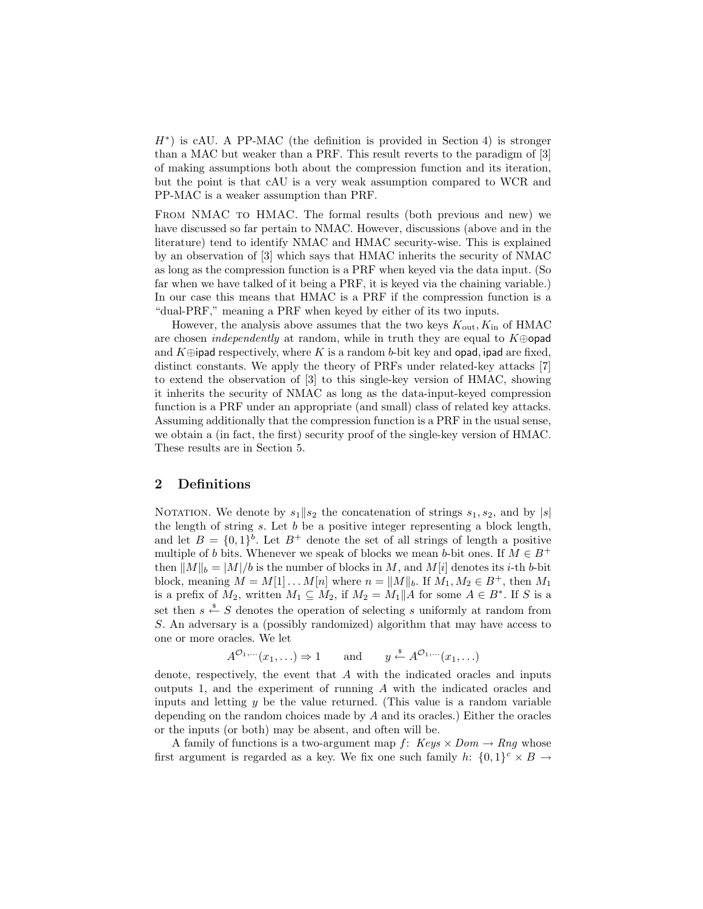$H^*$) is cAU. A PP-MAC (the definition is provided in Section 4) is stronger than a MAC but weaker than a PRF. This result reverts to the paradigm of [3] of making assumptions both about the compression function and its iteration, but the point is that cAU is a very weak assumption compared to WCR and PP-MAC is a weaker assumption than PRF.

From NMAC to HMAC. The formal results (both previous and new) we have discussed so far pertain to NMAC. However, discussions (above and in the literature) tend to identify NMAC and HMAC security-wise. This is explained by an observation of [3] which says that HMAC inherits the security of NMAC as long as the compression function is a PRF when keyed via the data input. (So far when we have talked of it being a PRF, it is keyed via the chaining variable.) In our case this means that HMAC is a PRF if the compression function is a "dual-PRF," meaning a PRF when keyed by either of its two inputs.

However, the analysis above assumes that the two keys $K_{\text{out}}, K_{\text{in}}$ of HMAC are chosen *independently* at random, while in truth they are equal to $K \oplus \mathsf{opad}$ and $K \oplus \mathsf{ipad}$ respectively, where $K$ is a random $b$-bit key and $\mathsf{opad}, \mathsf{ipad}$ are fixed, distinct constants. We apply the theory of PRFs under related-key attacks [7] to extend the observation of [3] to this single-key version of HMAC, showing it inherits the security of NMAC as long as the data-input-keyed compression function is a PRF under an appropriate (and small) class of related key attacks. Assuming additionally that the compression function is a PRF in the usual sense, we obtain a (in fact, the first) security proof of the single-key version of HMAC. These results are in Section 5.

## 2 Definitions

Notation. We denote by $s_1 \| s_2$ the concatenation of strings $s_1, s_2$, and by $|s|$ the length of string $s$. Let $b$ be a positive integer representing a block length, and let $B = \{0,1\}^b$. Let $B^+$ denote the set of all strings of length a positive multiple of $b$ bits. Whenever we speak of blocks we mean $b$-bit ones. If $M \in B^+$ then $\|M\|_b = |M|/b$ is the number of blocks in $M$, and $M[i]$ denotes its $i$-th $b$-bit block, meaning $M = M[1] \ldots M[n]$ where $n = \|M\|_b$. If $M_1, M_2 \in B^+$, then $M_1$ is a prefix of $M_2$, written $M_1 \subseteq M_2$, if $M_2 = M_1 \| A$ for some $A \in B^*$. If $S$ is a set then $s \stackrel{\$}{\leftarrow} S$ denotes the operation of selecting $s$ uniformly at random from $S$. An adversary is a (possibly randomized) algorithm that may have access to one or more oracles. We let

$$A^{\mathcal{O}_1,\cdots}(x_1,\ldots) \Rightarrow 1 \qquad \text{and} \qquad y \stackrel{\$}{\leftarrow} A^{\mathcal{O}_1,\cdots}(x_1,\ldots)$$

denote, respectively, the event that $A$ with the indicated oracles and inputs outputs 1, and the experiment of running $A$ with the indicated oracles and inputs and letting $y$ be the value returned. (This value is a random variable depending on the random choices made by $A$ and its oracles.) Either the oracles or the inputs (or both) may be absent, and often will be.

A family of functions is a two-argument map $f\colon\ \mathit{Keys} \times \mathit{Dom} \to \mathit{Rng}$ whose first argument is regarded as a key. We fix one such family $h\colon\ \{0,1\}^c \times B \to$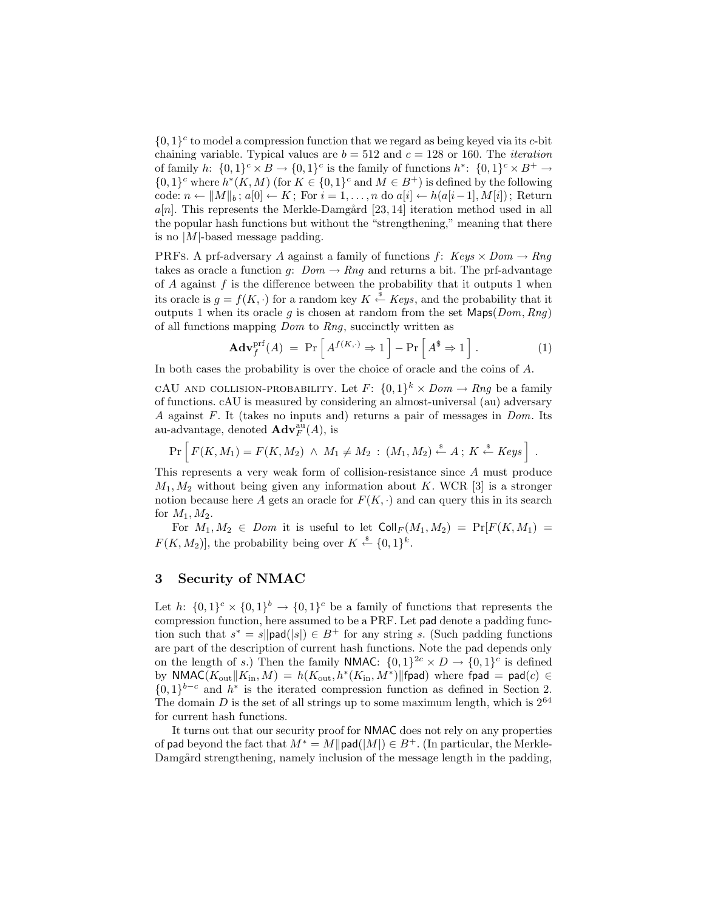$\{0,1\}^c$ to model a compression function that we regard as being keyed via its $c$-bit chaining variable. Typical values are $b = 512$ and $c = 128$ or 160. The *iteration* of family $h\colon \{0,1\}^c \times B \to \{0,1\}^c$ is the family of functions $h^*\colon \{0,1\}^c \times B^+ \to \{0,1\}^c$ where $h^*(K, M)$ (for $K \in \{0,1\}^c$ and $M \in B^+$) is defined by the following code: $n \leftarrow \|M\|_b\,;\ a[0] \leftarrow K\,;$ For $i = 1, \ldots, n$ do $a[i] \leftarrow h(a[i-1], M[i])\,;$ Return $a[n]$. This represents the Merkle-Damgård [23, 14] iteration method used in all the popular hash functions but without the "strengthening," meaning that there is no $|M|$-based message padding.

PRFs. A prf-adversary $A$ against a family of functions $f\colon$ *Keys* $\times$ *Dom* $\to$ *Rng* takes as oracle a function $g\colon$ *Dom* $\to$ *Rng* and returns a bit. The prf-advantage of $A$ against $f$ is the difference between the probability that it outputs 1 when its oracle is $g = f(K, \cdot)$ for a random key $K \stackrel{\$}{\leftarrow} Keys$, and the probability that it outputs 1 when its oracle $g$ is chosen at random from the set $\mathsf{Maps}(Dom, Rng)$ of all functions mapping *Dom* to *Rng*, succinctly written as

$$\mathbf{Adv}_f^{\mathrm{prf}}(A) \;=\; \Pr\left[A^{f(K,\cdot)} \Rightarrow 1\right] - \Pr\left[A^{\$} \Rightarrow 1\right]. \tag{1}$$

In both cases the probability is over the choice of oracle and the coins of $A$.

cAU and collision-probability. Let $F\colon \{0,1\}^k \times Dom \to Rng$ be a family of functions. cAU is measured by considering an almost-universal (au) adversary $A$ against $F$. It (takes no inputs and) returns a pair of messages in *Dom*. Its au-advantage, denoted $\mathbf{Adv}_F^{\mathrm{au}}(A)$, is

$$\Pr\left[\,F(K, M_1) = F(K, M_2) \;\wedge\; M_1 \neq M_2 \;:\; (M_1, M_2) \stackrel{\$}{\leftarrow} A\,;\; K \stackrel{\$}{\leftarrow} Keys\,\right].$$

This represents a very weak form of collision-resistance since $A$ must produce $M_1, M_2$ without being given any information about $K$. WCR [3] is a stronger notion because here $A$ gets an oracle for $F(K, \cdot)$ and can query this in its search for $M_1, M_2$.

For $M_1, M_2 \in Dom$ it is useful to let $\mathsf{Coll}_F(M_1, M_2) = \Pr[F(K, M_1) = F(K, M_2)]$, the probability being over $K \stackrel{\$}{\leftarrow} \{0,1\}^k$.

## 3 Security of NMAC

Let $h\colon \{0,1\}^c \times \{0,1\}^b \to \{0,1\}^c$ be a family of functions that represents the compression function, here assumed to be a PRF. Let $\mathsf{pad}$ denote a padding function such that $s^* = s \| \mathsf{pad}(|s|) \in B^+$ for any string $s$. (Such padding functions are part of the description of current hash functions. Note the pad depends only on the length of $s$.) Then the family $\mathsf{NMAC}\colon \{0,1\}^{2c} \times D \to \{0,1\}^c$ is defined by $\mathsf{NMAC}(K_{\mathrm{out}} \| K_{\mathrm{in}}, M) = h(K_{\mathrm{out}}, h^*(K_{\mathrm{in}}, M^*) \| \mathsf{fpad})$ where $\mathsf{fpad} = \mathsf{pad}(c) \in \{0,1\}^{b-c}$ and $h^*$ is the iterated compression function as defined in Section 2. The domain $D$ is the set of all strings up to some maximum length, which is $2^{64}$ for current hash functions.

It turns out that our security proof for $\mathsf{NMAC}$ does not rely on any properties of $\mathsf{pad}$ beyond the fact that $M^* = M \| \mathsf{pad}(|M|) \in B^+$. (In particular, the Merkle-Damgård strengthening, namely inclusion of the message length in the padding,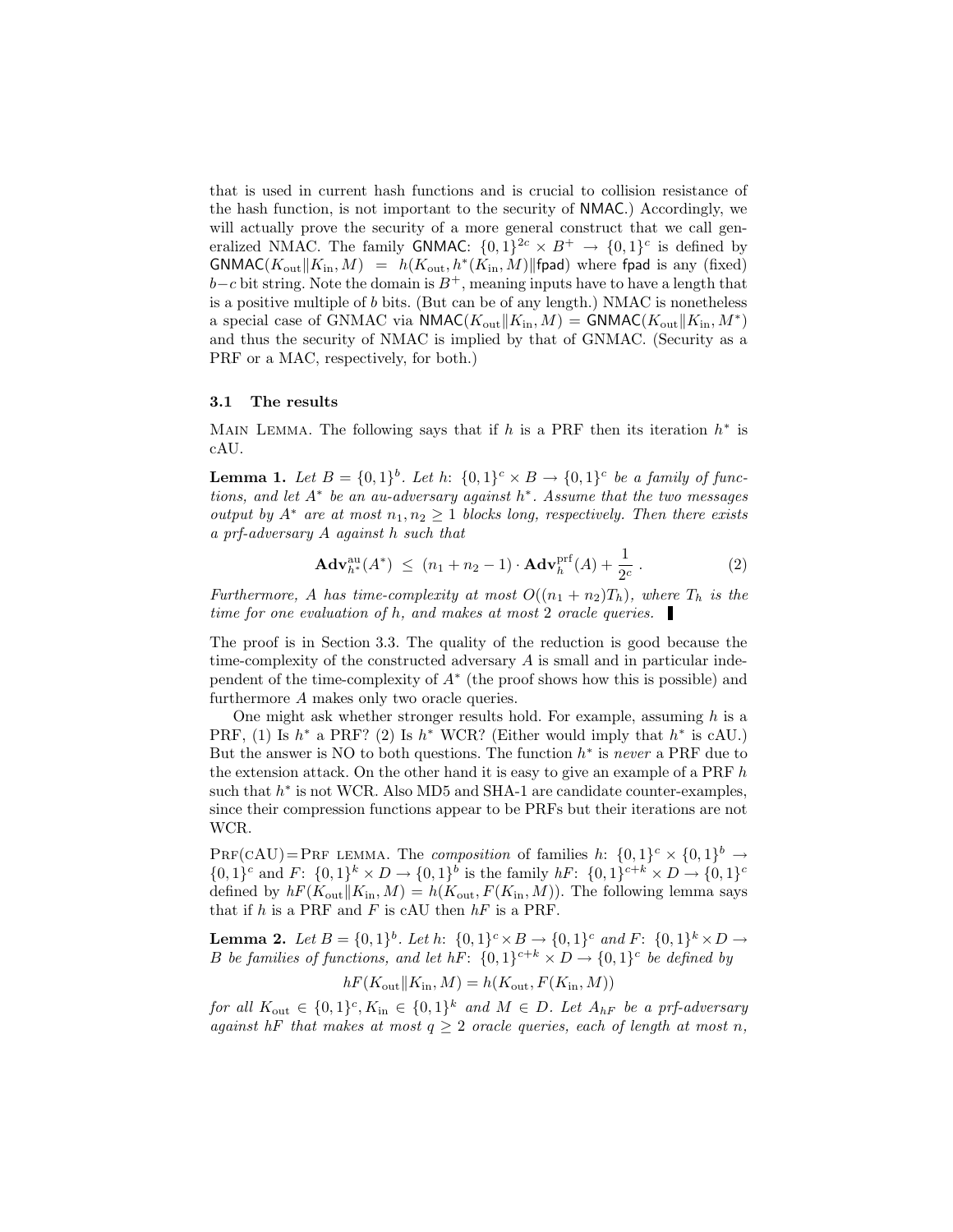that is used in current hash functions and is crucial to collision resistance of the hash function, is not important to the security of NMAC.) Accordingly, we will actually prove the security of a more general construct that we call generalized NMAC. The family GNMAC: $\{0,1\}^{2c} \times B^+ \to \{0,1\}^c$ is defined by $\mathsf{GNMAC}(K_{\mathrm{out}} \| K_{\mathrm{in}}, M) = h(K_{\mathrm{out}}, h^*(K_{\mathrm{in}}, M) \| \mathsf{fpad})$ where fpad is any (fixed) $b - c$ bit string. Note the domain is $B^+$, meaning inputs have to have a length that is a positive multiple of $b$ bits. (But can be of any length.) NMAC is nonetheless a special case of GNMAC via $\mathsf{NMAC}(K_{\mathrm{out}} \| K_{\mathrm{in}}, M) = \mathsf{GNMAC}(K_{\mathrm{out}} \| K_{\mathrm{in}}, M^*)$ and thus the security of NMAC is implied by that of GNMAC. (Security as a PRF or a MAC, respectively, for both.)

### 3.1 The results

Main Lemma. The following says that if $h$ is a PRF then its iteration $h^*$ is cAU.

**Lemma 1.** *Let $B = \{0,1\}^b$. Let $h$: $\{0,1\}^c \times B \to \{0,1\}^c$ be a family of functions, and let $A^*$ be an au-adversary against $h^*$. Assume that the two messages output by $A^*$ are at most $n_1, n_2 \geq 1$ blocks long, respectively. Then there exists a prf-adversary $A$ against $h$ such that*

$$\mathbf{Adv}_{h^*}^{\mathrm{au}}(A^*) \;\leq\; (n_1 + n_2 - 1) \cdot \mathbf{Adv}_{h}^{\mathrm{prf}}(A) + \frac{1}{2^c} \; . \qquad (2)$$

*Furthermore, $A$ has time-complexity at most $O((n_1 + n_2)T_h)$, where $T_h$ is the time for one evaluation of $h$, and makes at most 2 oracle queries.* ∎

The proof is in Section 3.3. The quality of the reduction is good because the time-complexity of the constructed adversary $A$ is small and in particular independent of the time-complexity of $A^*$ (the proof shows how this is possible) and furthermore $A$ makes only two oracle queries.

One might ask whether stronger results hold. For example, assuming $h$ is a PRF, (1) Is $h^*$ a PRF? (2) Is $h^*$ WCR? (Either would imply that $h^*$ is cAU.) But the answer is NO to both questions. The function $h^*$ is *never* a PRF due to the extension attack. On the other hand it is easy to give an example of a PRF $h$ such that $h^*$ is not WCR. Also MD5 and SHA-1 are candidate counter-examples, since their compression functions appear to be PRFs but their iterations are not WCR.

Prf(cAU)=Prf lemma. The *composition* of families $h$: $\{0,1\}^c \times \{0,1\}^b \to \{0,1\}^c$ and $F$: $\{0,1\}^k \times D \to \{0,1\}^b$ is the family $hF$: $\{0,1\}^{c+k} \times D \to \{0,1\}^c$ defined by $hF(K_{\mathrm{out}} \| K_{\mathrm{in}}, M) = h(K_{\mathrm{out}}, F(K_{\mathrm{in}}, M))$. The following lemma says that if $h$ is a PRF and $F$ is cAU then $hF$ is a PRF.

**Lemma 2.** *Let $B = \{0,1\}^b$. Let $h$: $\{0,1\}^c \times B \to \{0,1\}^c$ and $F$: $\{0,1\}^k \times D \to B$ be families of functions, and let $hF$: $\{0,1\}^{c+k} \times D \to \{0,1\}^c$ be defined by*

$$hF(K_{\mathrm{out}} \| K_{\mathrm{in}}, M) = h(K_{\mathrm{out}}, F(K_{\mathrm{in}}, M))$$

*for all $K_{\mathrm{out}} \in \{0,1\}^c, K_{\mathrm{in}} \in \{0,1\}^k$ and $M \in D$. Let $A_{hF}$ be a prf-adversary against $hF$ that makes at most $q \geq 2$ oracle queries, each of length at most $n$,*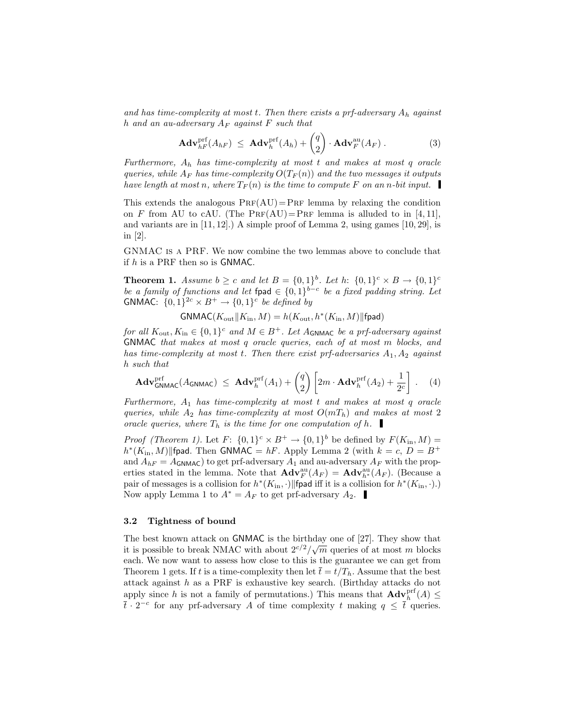*and has time-complexity at most $t$. Then there exists a prf-adversary $A_h$ against $h$ and an au-adversary $A_F$ against $F$ such that*

$$\mathbf{Adv}^{\mathrm{prf}}_{hF}(A_{hF}) \;\leq\; \mathbf{Adv}^{\mathrm{prf}}_{h}(A_h) + \binom{q}{2} \cdot \mathbf{Adv}^{\mathrm{au}}_{F}(A_F) \; . \tag{3}$$

*Furthermore, $A_h$ has time-complexity at most $t$ and makes at most $q$ oracle queries, while $A_F$ has time-complexity $O(T_F(n))$ and the two messages it outputs have length at most $n$, where $T_F(n)$ is the time to compute $F$ on an $n$-bit input.* ∎

This extends the analogous PRF(AU)=PRF lemma by relaxing the condition on $F$ from AU to cAU. (The PRF(AU)=PRF lemma is alluded to in [4, 11], and variants are in [11, 12].) A simple proof of Lemma 2, using games [10, 29], is in [2].

GNMAC IS A PRF. We now combine the two lemmas above to conclude that if $h$ is a PRF then so is GNMAC.

**Theorem 1.** *Assume $b \geq c$ and let $B = \{0,1\}^b$. Let $h\colon \{0,1\}^c \times B \to \{0,1\}^c$ be a family of functions and let $\mathsf{fpad} \in \{0,1\}^{b-c}$ be a fixed padding string. Let $\mathsf{GNMAC}\colon \{0,1\}^{2c} \times B^+ \to \{0,1\}^c$ be defined by*

$$\mathsf{GNMAC}(K_{\mathrm{out}} \| K_{\mathrm{in}}, M) = h(K_{\mathrm{out}}, h^*(K_{\mathrm{in}}, M) \| \mathsf{fpad})$$

*for all $K_{\mathrm{out}}, K_{\mathrm{in}} \in \{0,1\}^c$ and $M \in B^+$. Let $A_{\mathsf{GNMAC}}$ be a prf-adversary against $\mathsf{GNMAC}$ that makes at most $q$ oracle queries, each of at most $m$ blocks, and has time-complexity at most $t$. Then there exist prf-adversaries $A_1, A_2$ against $h$ such that*

$$\mathbf{Adv}^{\mathrm{prf}}_{\mathsf{GNMAC}}(A_{\mathsf{GNMAC}}) \;\leq\; \mathbf{Adv}^{\mathrm{prf}}_{h}(A_1) + \binom{q}{2} \left[ 2m \cdot \mathbf{Adv}^{\mathrm{prf}}_{h}(A_2) + \frac{1}{2^c} \right] \; . \tag{4}$$

*Furthermore, $A_1$ has time-complexity at most $t$ and makes at most $q$ oracle queries, while $A_2$ has time-complexity at most $O(mT_h)$ and makes at most 2 oracle queries, where $T_h$ is the time for one computation of $h$.* ∎

*Proof (Theorem 1).* Let $F\colon \{0,1\}^c \times B^+ \to \{0,1\}^b$ be defined by $F(K_{\mathrm{in}}, M) = h^*(K_{\mathrm{in}}, M) \| \mathsf{fpad}$. Then $\mathsf{GNMAC} = hF$. Apply Lemma 2 (with $k = c$, $D = B^+$ and $A_{hF} = A_{\mathsf{GNMAC}}$) to get prf-adversary $A_1$ and au-adversary $A_F$ with the properties stated in the lemma. Note that $\mathbf{Adv}^{\mathrm{au}}_{F}(A_F) = \mathbf{Adv}^{\mathrm{au}}_{h^*}(A_F)$. (Because a pair of messages is a collision for $h^*(K_{\mathrm{in}}, \cdot) \| \mathsf{fpad}$ iff it is a collision for $h^*(K_{\mathrm{in}}, \cdot)$.) Now apply Lemma 1 to $A^* = A_F$ to get prf-adversary $A_2$. ∎

### 3.2 Tightness of bound

The best known attack on $\mathsf{GNMAC}$ is the birthday one of [27]. They show that it is possible to break NMAC with about $2^{c/2}/\sqrt{m}$ queries of at most $m$ blocks each. We now want to assess how close to this is the guarantee we can get from Theorem 1 gets. If $t$ is a time-complexity then let $\bar{t} = t/T_h$. Assume that the best attack against $h$ as a PRF is exhaustive key search. (Birthday attacks do not apply since $h$ is not a family of permutations.) This means that $\mathbf{Adv}^{\mathrm{prf}}_{h}(A) \leq \bar{t} \cdot 2^{-c}$ for any prf-adversary $A$ of time complexity $t$ making $q \leq \bar{t}$ queries.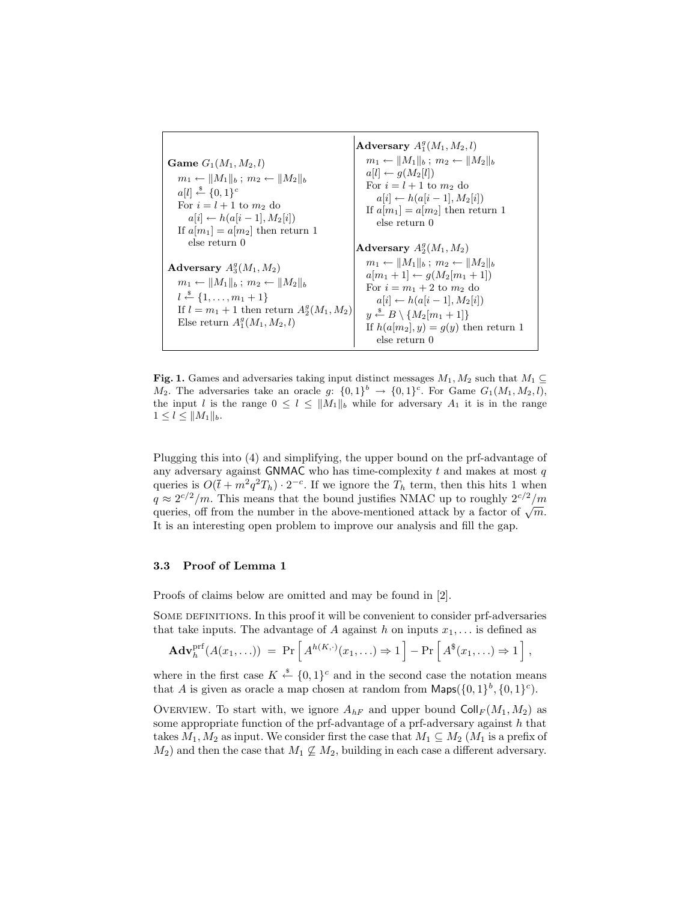**Game** $G_1(M_1, M_2, l)$

```
m_1 ← ||M_1||_b ; m_2 ← ||M_2||_b
a[l] ←$ {0,1}^c
For i = l+1 to m_2 do
   a[i] ← h(a[i−1], M_2[i])
If a[m_1] = a[m_2] then return 1
   else return 0
```

**Adversary** $A_3^g(M_1, M_2)$

```
m_1 ← ||M_1||_b ; m_2 ← ||M_2||_b
l ←$ {1, ..., m_1 + 1}
If l = m_1 + 1 then return A_2^g(M_1, M_2)
Else return A_1^g(M_1, M_2, l)
```

**Adversary** $A_1^g(M_1, M_2, l)$

```
m_1 ← ||M_1||_b ; m_2 ← ||M_2||_b
a[l] ← g(M_2[l])
For i = l+1 to m_2 do
   a[i] ← h(a[i−1], M_2[i])
If a[m_1] = a[m_2] then return 1
   else return 0
```

**Adversary** $A_2^g(M_1, M_2)$

```
m_1 ← ||M_1||_b ; m_2 ← ||M_2||_b
a[m_1 + 1] ← g(M_2[m_1 + 1])
For i = m_1 + 2 to m_2 do
   a[i] ← h(a[i−1], M_2[i])
y ←$ B \ {M_2[m_1 + 1]}
If h(a[m_2], y) = g(y) then return 1
   else return 0
```

**Fig. 1.** Games and adversaries taking input distinct messages $M_1, M_2$ such that $M_1 \subseteq M_2$. The adversaries take an oracle $g$: $\{0,1\}^b \to \{0,1\}^c$. For Game $G_1(M_1, M_2, l)$, the input $l$ is the range $0 \leq l \leq \|M_1\|_b$ while for adversary $A_1$ it is in the range $1 \leq l \leq \|M_1\|_b$.

Plugging this into (4) and simplifying, the upper bound on the prf-advantage of any adversary against GNMAC who has time-complexity $t$ and makes at most $q$ queries is $O(\bar{t} + m^2q^2T_h) \cdot 2^{-c}$. If we ignore the $T_h$ term, then this hits 1 when $q \approx 2^{c/2}/m$. This means that the bound justifies NMAC up to roughly $2^{c/2}/m$ queries, off from the number in the above-mentioned attack by a factor of $\sqrt{m}$. It is an interesting open problem to improve our analysis and fill the gap.

### 3.3 Proof of Lemma 1

Proofs of claims below are omitted and may be found in [2].

Some definitions. In this proof it will be convenient to consider prf-adversaries that take inputs. The advantage of $A$ against $h$ on inputs $x_1, \ldots$ is defined as

$$\mathbf{Adv}_h^{\mathrm{prf}}(A(x_1, \ldots)) \;=\; \Pr\left[A^{h(K,\cdot)}(x_1, \ldots) \Rightarrow 1\right] - \Pr\left[A^{\$}(x_1, \ldots) \Rightarrow 1\right],$$

where in the first case $K \xleftarrow{\$} \{0,1\}^c$ and in the second case the notation means that $A$ is given as oracle a map chosen at random from $\mathsf{Maps}(\{0,1\}^b, \{0,1\}^c)$.

Overview. To start with, we ignore $A_{hF}$ and upper bound $\mathsf{Coll}_F(M_1, M_2)$ as some appropriate function of the prf-advantage of a prf-adversary against $h$ that takes $M_1, M_2$ as input. We consider first the case that $M_1 \subseteq M_2$ ($M_1$ is a prefix of $M_2$) and then the case that $M_1 \not\subseteq M_2$, building in each case a different adversary.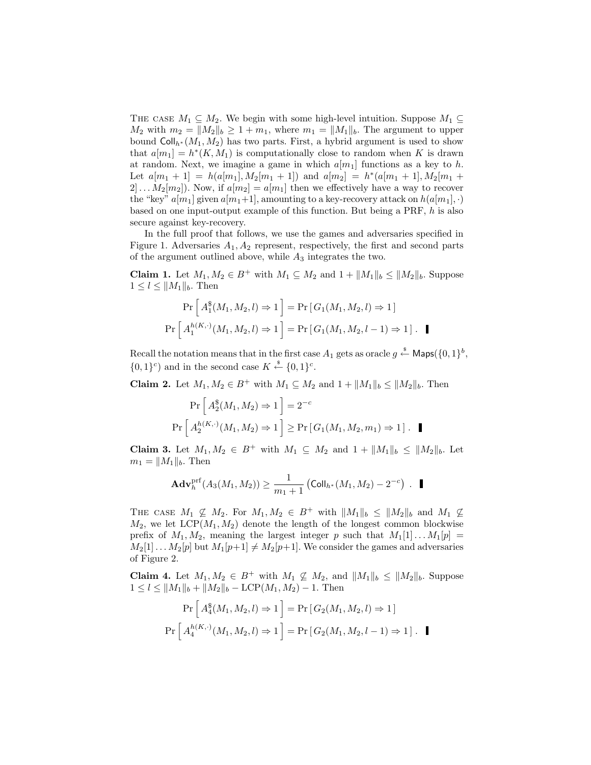The case $M_1 \subseteq M_2$. We begin with some high-level intuition. Suppose $M_1 \subseteq M_2$ with $m_2 = \|M_2\|_b \geq 1 + m_1$, where $m_1 = \|M_1\|_b$. The argument to upper bound $\mathsf{Coll}_{h^*}(M_1, M_2)$ has two parts. First, a hybrid argument is used to show that $a[m_1] = h^*(K, M_1)$ is computationally close to random when $K$ is drawn at random. Next, we imagine a game in which $a[m_1]$ functions as a key to $h$. Let $a[m_1 + 1] = h(a[m_1], M_2[m_1 + 1])$ and $a[m_2] = h^*(a[m_1 + 1], M_2[m_1 + 2] \ldots M_2[m_2])$. Now, if $a[m_2] = a[m_1]$ then we effectively have a way to recover the "key" $a[m_1]$ given $a[m_1+1]$, amounting to a key-recovery attack on $h(a[m_1], \cdot)$ based on one input-output example of this function. But being a PRF, $h$ is also secure against key-recovery.

In the full proof that follows, we use the games and adversaries specified in Figure 1. Adversaries $A_1, A_2$ represent, respectively, the first and second parts of the argument outlined above, while $A_3$ integrates the two.

**Claim 1.** Let $M_1, M_2 \in B^+$ with $M_1 \subseteq M_2$ and $1 + \|M_1\|_b \leq \|M_2\|_b$. Suppose $1 \leq l \leq \|M_1\|_b$. Then

$$\Pr\left[\, A_1^{\$}(M_1, M_2, l) \Rightarrow 1 \,\right] = \Pr\left[\, G_1(M_1, M_2, l) \Rightarrow 1 \,\right]$$

$$\Pr\left[\, A_1^{h(K,\cdot)}(M_1, M_2, l) \Rightarrow 1 \,\right] = \Pr\left[\, G_1(M_1, M_2, l-1) \Rightarrow 1 \,\right] . \quad \blacksquare$$

Recall the notation means that in the first case $A_1$ gets as oracle $g \xleftarrow{\$} \mathsf{Maps}(\{0,1\}^b, \{0,1\}^c)$ and in the second case $K \xleftarrow{\$} \{0,1\}^c$.

**Claim 2.** Let $M_1, M_2 \in B^+$ with $M_1 \subseteq M_2$ and $1 + \|M_1\|_b \leq \|M_2\|_b$. Then

$$\Pr\left[\, A_2^{\$}(M_1, M_2) \Rightarrow 1 \,\right] = 2^{-c}$$

$$\Pr\left[\, A_2^{h(K,\cdot)}(M_1, M_2) \Rightarrow 1 \,\right] \geq \Pr\left[\, G_1(M_1, M_2, m_1) \Rightarrow 1 \,\right] . \quad \blacksquare$$

**Claim 3.** Let $M_1, M_2 \in B^+$ with $M_1 \subseteq M_2$ and $1 + \|M_1\|_b \leq \|M_2\|_b$. Let $m_1 = \|M_1\|_b$. Then

$$\mathbf{Adv}_h^{\mathrm{prf}}(A_3(M_1, M_2)) \geq \frac{1}{m_1 + 1}\left(\mathsf{Coll}_{h^*}(M_1, M_2) - 2^{-c}\right) . \quad \blacksquare$$

The case $M_1 \not\subseteq M_2$. For $M_1, M_2 \in B^+$ with $\|M_1\|_b \leq \|M_2\|_b$ and $M_1 \not\subseteq M_2$, we let $\mathrm{LCP}(M_1, M_2)$ denote the length of the longest common blockwise prefix of $M_1, M_2$, meaning the largest integer $p$ such that $M_1[1] \ldots M_1[p] = M_2[1] \ldots M_2[p]$ but $M_1[p+1] \neq M_2[p+1]$. We consider the games and adversaries of Figure 2.

**Claim 4.** Let $M_1, M_2 \in B^+$ with $M_1 \not\subseteq M_2$, and $\|M_1\|_b \leq \|M_2\|_b$. Suppose $1 \leq l \leq \|M_1\|_b + \|M_2\|_b - \mathrm{LCP}(M_1, M_2) - 1$. Then

$$\Pr\left[\, A_4^{\$}(M_1, M_2, l) \Rightarrow 1 \,\right] = \Pr\left[\, G_2(M_1, M_2, l) \Rightarrow 1 \,\right]$$

$$\Pr\left[\, A_4^{h(K,\cdot)}(M_1, M_2, l) \Rightarrow 1 \,\right] = \Pr\left[\, G_2(M_1, M_2, l-1) \Rightarrow 1 \,\right] . \quad \blacksquare$$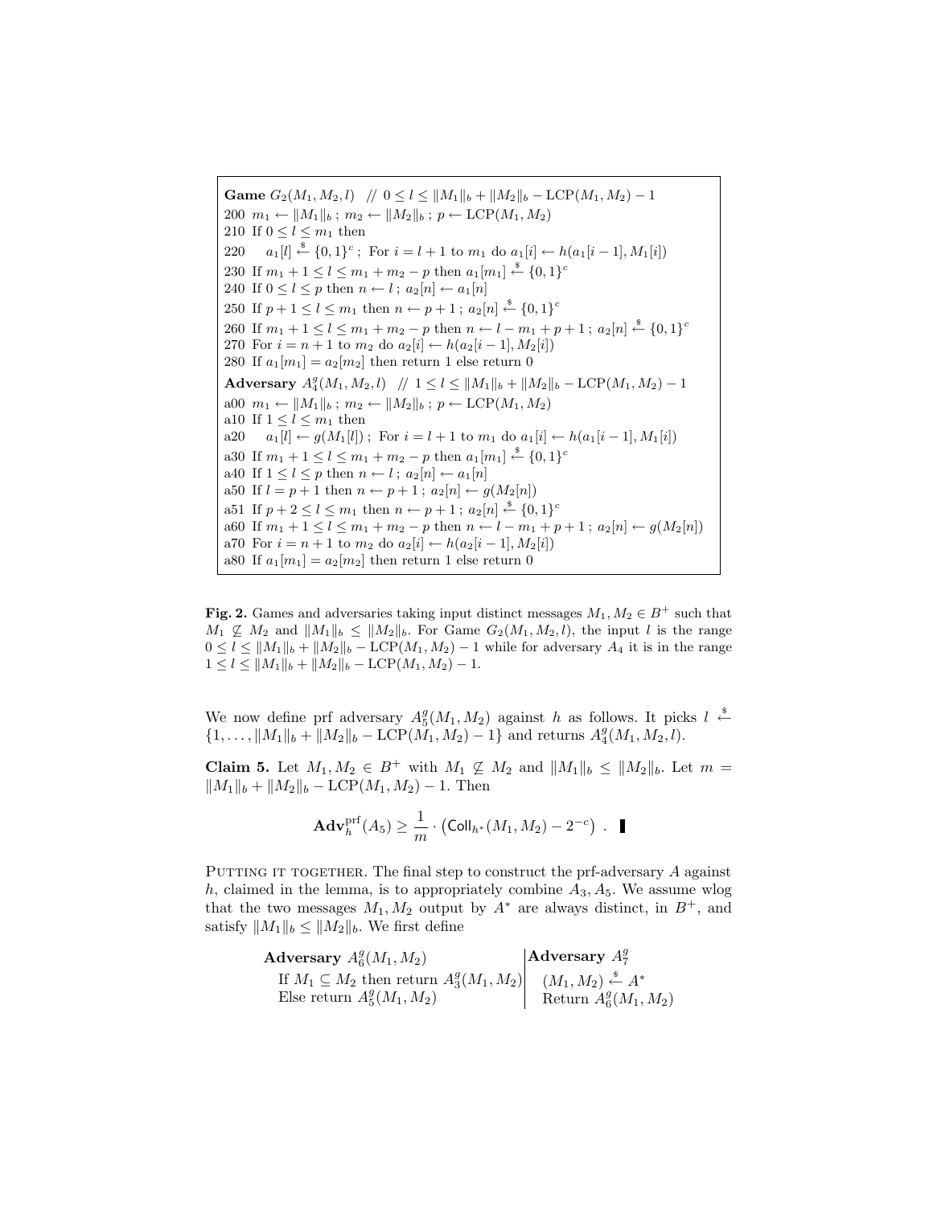```
Game G_2(M_1, M_2, l)   // 0 ≤ l ≤ ‖M_1‖_b + ‖M_2‖_b − LCP(M_1, M_2) − 1
200 m_1 ← ‖M_1‖_b ; m_2 ← ‖M_2‖_b ; p ← LCP(M_1, M_2)
210 If 0 ≤ l ≤ m_1 then
220     a_1[l] ←$ {0,1}^c ;  For i = l + 1 to m_1 do a_1[i] ← h(a_1[i − 1], M_1[i])
230 If m_1 + 1 ≤ l ≤ m_1 + m_2 − p then a_1[m_1] ←$ {0,1}^c
240 If 0 ≤ l ≤ p then n ← l ; a_2[n] ← a_1[n]
250 If p + 1 ≤ l ≤ m_1 then n ← p + 1 ; a_2[n] ←$ {0,1}^c
260 If m_1 + 1 ≤ l ≤ m_1 + m_2 − p then n ← l − m_1 + p + 1 ; a_2[n] ←$ {0,1}^c
270 For i = n + 1 to m_2 do a_2[i] ← h(a_2[i − 1], M_2[i])
280 If a_1[m_1] = a_2[m_2] then return 1 else return 0

Adversary A_4^g(M_1, M_2, l)   // 1 ≤ l ≤ ‖M_1‖_b + ‖M_2‖_b − LCP(M_1, M_2) − 1
a00 m_1 ← ‖M_1‖_b ; m_2 ← ‖M_2‖_b ; p ← LCP(M_1, M_2)
a10 If 1 ≤ l ≤ m_1 then
a20     a_1[l] ← g(M_1[l]) ;  For i = l + 1 to m_1 do a_1[i] ← h(a_1[i − 1], M_1[i])
a30 If m_1 + 1 ≤ l ≤ m_1 + m_2 − p then a_1[m_1] ←$ {0,1}^c
a40 If 1 ≤ l ≤ p then n ← l ; a_2[n] ← a_1[n]
a50 If l = p + 1 then n ← p + 1 ; a_2[n] ← g(M_2[n])
a51 If p + 2 ≤ l ≤ m_1 then n ← p + 1 ; a_2[n] ←$ {0,1}^c
a60 If m_1 + 1 ≤ l ≤ m_1 + m_2 − p then n ← l − m_1 + p + 1 ; a_2[n] ← g(M_2[n])
a70 For i = n + 1 to m_2 do a_2[i] ← h(a_2[i − 1], M_2[i])
a80 If a_1[m_1] = a_2[m_2] then return 1 else return 0
```

**Fig. 2.** Games and adversaries taking input distinct messages $M_1, M_2 \in B^+$ such that $M_1 \not\subseteq M_2$ and $\|M_1\|_b \leq \|M_2\|_b$. For Game $G_2(M_1, M_2, l)$, the input $l$ is the range $0 \leq l \leq \|M_1\|_b + \|M_2\|_b - \mathrm{LCP}(M_1, M_2) - 1$ while for adversary $A_4$ it is in the range $1 \leq l \leq \|M_1\|_b + \|M_2\|_b - \mathrm{LCP}(M_1, M_2) - 1$.

We now define prf adversary $A_5^g(M_1, M_2)$ against $h$ as follows. It picks $l \stackrel{\$}{\leftarrow} \{1, \ldots, \|M_1\|_b + \|M_2\|_b - \mathrm{LCP}(M_1, M_2) - 1\}$ and returns $A_4^g(M_1, M_2, l)$.

**Claim 5.** Let $M_1, M_2 \in B^+$ with $M_1 \not\subseteq M_2$ and $\|M_1\|_b \leq \|M_2\|_b$. Let $m = \|M_1\|_b + \|M_2\|_b - \mathrm{LCP}(M_1, M_2) - 1$. Then

$$\mathbf{Adv}_h^{\mathrm{prf}}(A_5) \geq \frac{1}{m} \cdot \left(\mathsf{Coll}_{h^*}(M_1, M_2) - 2^{-c}\right) \ . \ \blacksquare$$

PUTTING IT TOGETHER. The final step to construct the prf-adversary $A$ against $h$, claimed in the lemma, is to appropriately combine $A_3, A_5$. We assume wlog that the two messages $M_1, M_2$ output by $A^*$ are always distinct, in $B^+$, and satisfy $\|M_1\|_b \leq \|M_2\|_b$. We first define

```
Adversary A_6^g(M_1, M_2)                         | Adversary A_7^g
  If M_1 ⊆ M_2 then return A_3^g(M_1, M_2)        |   (M_1, M_2) ←$ A^*
  Else return A_5^g(M_1, M_2)                     |   Return A_6^g(M_1, M_2)
```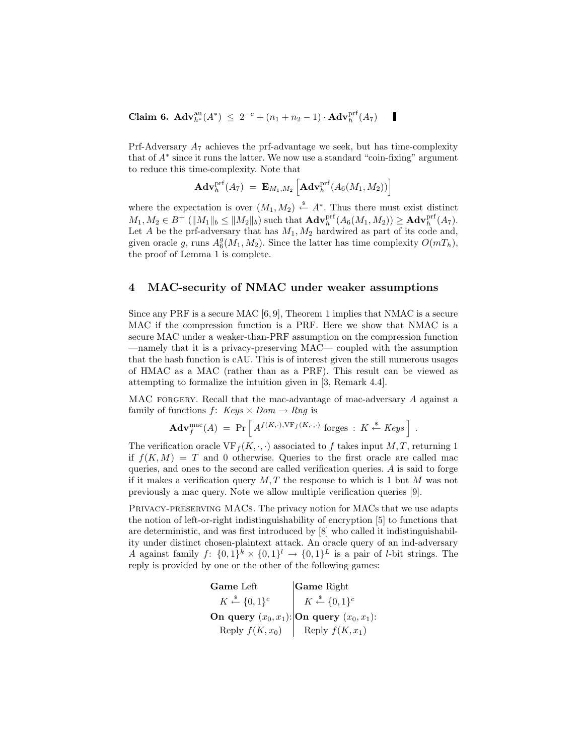**Claim 6.** $\mathbf{Adv}^{\rm au}_{h^*}(A^*) \;\leq\; 2^{-c} + (n_1+n_2-1)\cdot \mathbf{Adv}^{\rm prf}_{h}(A_7)$ ▮

Prf-Adversary $A_7$ achieves the prf-advantage we seek, but has time-complexity that of $A^*$ since it runs the latter. We now use a standard "coin-fixing" argument to reduce this time-complexity. Note that

$$\mathbf{Adv}^{\rm prf}_{h}(A_7) \;=\; \mathbf{E}_{M_1,M_2}\left[\mathbf{Adv}^{\rm prf}_{h}(A_6(M_1,M_2))\right]$$

where the expectation is over $(M_1,M_2) \stackrel{\$}{\leftarrow} A^*$. Thus there must exist distinct $M_1,M_2 \in B^+$ ($\|M_1\|_b \leq \|M_2\|_b$) such that $\mathbf{Adv}^{\rm prf}_{h}(A_6(M_1,M_2)) \geq \mathbf{Adv}^{\rm prf}_{h}(A_7)$. Let $A$ be the prf-adversary that has $M_1,M_2$ hardwired as part of its code and, given oracle $g$, runs $A_6^g(M_1,M_2)$. Since the latter has time complexity $O(mT_h)$, the proof of Lemma 1 is complete.

## 4 MAC-security of NMAC under weaker assumptions

Since any PRF is a secure MAC [6, 9], Theorem 1 implies that NMAC is a secure MAC if the compression function is a PRF. Here we show that NMAC is a secure MAC under a weaker-than-PRF assumption on the compression function —namely that it is a privacy-preserving MAC— coupled with the assumption that the hash function is cAU. This is of interest given the still numerous usages of HMAC as a MAC (rather than as a PRF). This result can be viewed as attempting to formalize the intuition given in [3, Remark 4.4].

MAC forgery. Recall that the mac-advantage of mac-adversary $A$ against a family of functions $f\colon$ *Keys* $\times$ *Dom* $\rightarrow$ *Rng* is

$$\mathbf{Adv}^{\rm mac}_{f}(A) \;=\; \Pr\left[\, A^{f(K,\cdot),{\rm VF}_f(K,\cdot,\cdot)} \text{ forges } : \, K \stackrel{\$}{\leftarrow} \textit{Keys}\,\right] .$$

The verification oracle ${\rm VF}_f(K,\cdot,\cdot)$ associated to $f$ takes input $M,T$, returning 1 if $f(K,M)=T$ and 0 otherwise. Queries to the first oracle are called mac queries, and ones to the second are called verification queries. $A$ is said to forge if it makes a verification query $M,T$ the response to which is 1 but $M$ was not previously a mac query. Note we allow multiple verification queries [9].

Privacy-preserving MACs. The privacy notion for MACs that we use adapts the notion of left-or-right indistinguishability of encryption [5] to functions that are deterministic, and was first introduced by [8] who called it indistinguishability under distinct chosen-plaintext attack. An oracle query of an ind-adversary $A$ against family $f\colon \{0,1\}^k \times \{0,1\}^l \rightarrow \{0,1\}^L$ is a pair of $l$-bit strings. The reply is provided by one or the other of the following games:

| **Game** Left | **Game** Right |
|---|---|
| $K \stackrel{\$}{\leftarrow} \{0,1\}^c$ | $K \stackrel{\$}{\leftarrow} \{0,1\}^c$ |
| **On query** $(x_0,x_1)$: | **On query** $(x_0,x_1)$: |
| Reply $f(K,x_0)$ | Reply $f(K,x_1)$ |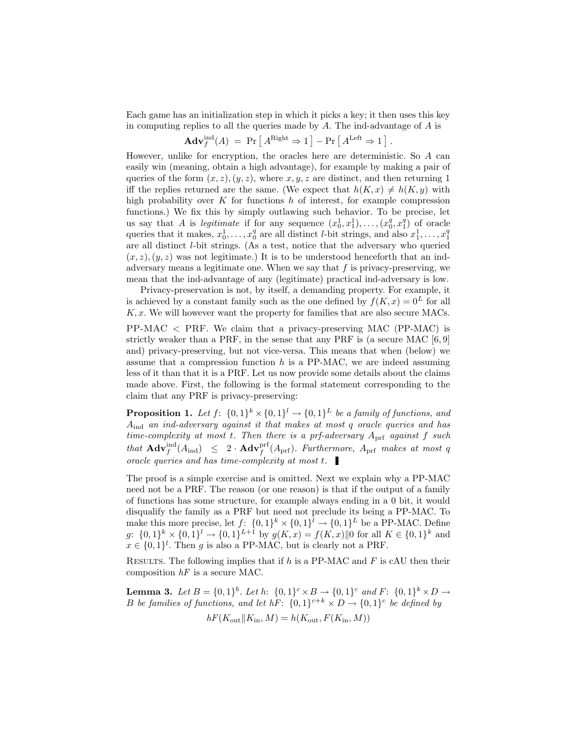Each game has an initialization step in which it picks a key; it then uses this key in computing replies to all the queries made by $A$. The ind-advantage of $A$ is

$$\mathbf{Adv}_f^{\mathrm{ind}}(A) \;=\; \Pr\left[\, A^{\mathrm{Right}} \Rightarrow 1 \,\right] - \Pr\left[\, A^{\mathrm{Left}} \Rightarrow 1 \,\right] .$$

However, unlike for encryption, the oracles here are deterministic. So $A$ can easily win (meaning, obtain a high advantage), for example by making a pair of queries of the form $(x, z), (y, z)$, where $x, y, z$ are distinct, and then returning 1 iff the replies returned are the same. (We expect that $h(K, x) \neq h(K, y)$ with high probability over $K$ for functions $h$ of interest, for example compression functions.) We fix this by simply outlawing such behavior. To be precise, let us say that $A$ is *legitimate* if for any sequence $(x_0^1, x_1^1), \ldots, (x_0^q, x_1^q)$ of oracle queries that it makes, $x_0^1, \ldots, x_0^q$ are all distinct $l$-bit strings, and also $x_1^1, \ldots, x_1^q$ are all distinct $l$-bit strings. (As a test, notice that the adversary who queried $(x, z), (y, z)$ was not legitimate.) It is to be understood henceforth that an ind-adversary means a legitimate one. When we say that $f$ is privacy-preserving, we mean that the ind-advantage of any (legitimate) practical ind-adversary is low.

Privacy-preservation is not, by itself, a demanding property. For example, it is achieved by a constant family such as the one defined by $f(K, x) = 0^L$ for all $K, x$. We will however want the property for families that are also secure MACs.

PP-MAC < PRF. We claim that a privacy-preserving MAC (PP-MAC) is strictly weaker than a PRF, in the sense that any PRF is (a secure MAC [6, 9] and) privacy-preserving, but not vice-versa. This means that when (below) we assume that a compression function $h$ is a PP-MAC, we are indeed assuming less of it than that it is a PRF. Let us now provide some details about the claims made above. First, the following is the formal statement corresponding to the claim that any PRF is privacy-preserving:

**Proposition 1.** *Let $f\colon \{0,1\}^k \times \{0,1\}^l \to \{0,1\}^L$ be a family of functions, and $A_{\mathrm{ind}}$ an ind-adversary against it that makes at most $q$ oracle queries and has time-complexity at most $t$. Then there is a prf-adversary $A_{\mathrm{prf}}$ against $f$ such that $\mathbf{Adv}_f^{\mathrm{ind}}(A_{\mathrm{ind}}) \;\leq\; 2 \cdot \mathbf{Adv}_f^{\mathrm{prf}}(A_{\mathrm{prf}})$. Furthermore, $A_{\mathrm{prf}}$ makes at most $q$ oracle queries and has time-complexity at most $t$.* ∎

The proof is a simple exercise and is omitted. Next we explain why a PP-MAC need not be a PRF. The reason (or one reason) is that if the output of a family of functions has some structure, for example always ending in a 0 bit, it would disqualify the family as a PRF but need not preclude its being a PP-MAC. To make this more precise, let $f\colon \{0,1\}^k \times \{0,1\}^l \to \{0,1\}^L$ be a PP-MAC. Define $g\colon \{0,1\}^k \times \{0,1\}^l \to \{0,1\}^{L+1}$ by $g(K, x) = f(K, x) \| 0$ for all $K \in \{0,1\}^k$ and $x \in \{0,1\}^l$. Then $g$ is also a PP-MAC, but is clearly not a PRF.

RESULTS. The following implies that if $h$ is a PP-MAC and $F$ is cAU then their composition $hF$ is a secure MAC.

**Lemma 3.** *Let $B = \{0,1\}^b$. Let $h\colon \{0,1\}^c \times B \to \{0,1\}^c$ and $F\colon \{0,1\}^k \times D \to B$ be families of functions, and let $hF\colon \{0,1\}^{c+k} \times D \to \{0,1\}^c$ be defined by*

$$hF(K_{\mathrm{out}} \| K_{\mathrm{in}}, M) = h(K_{\mathrm{out}}, F(K_{\mathrm{in}}, M))$$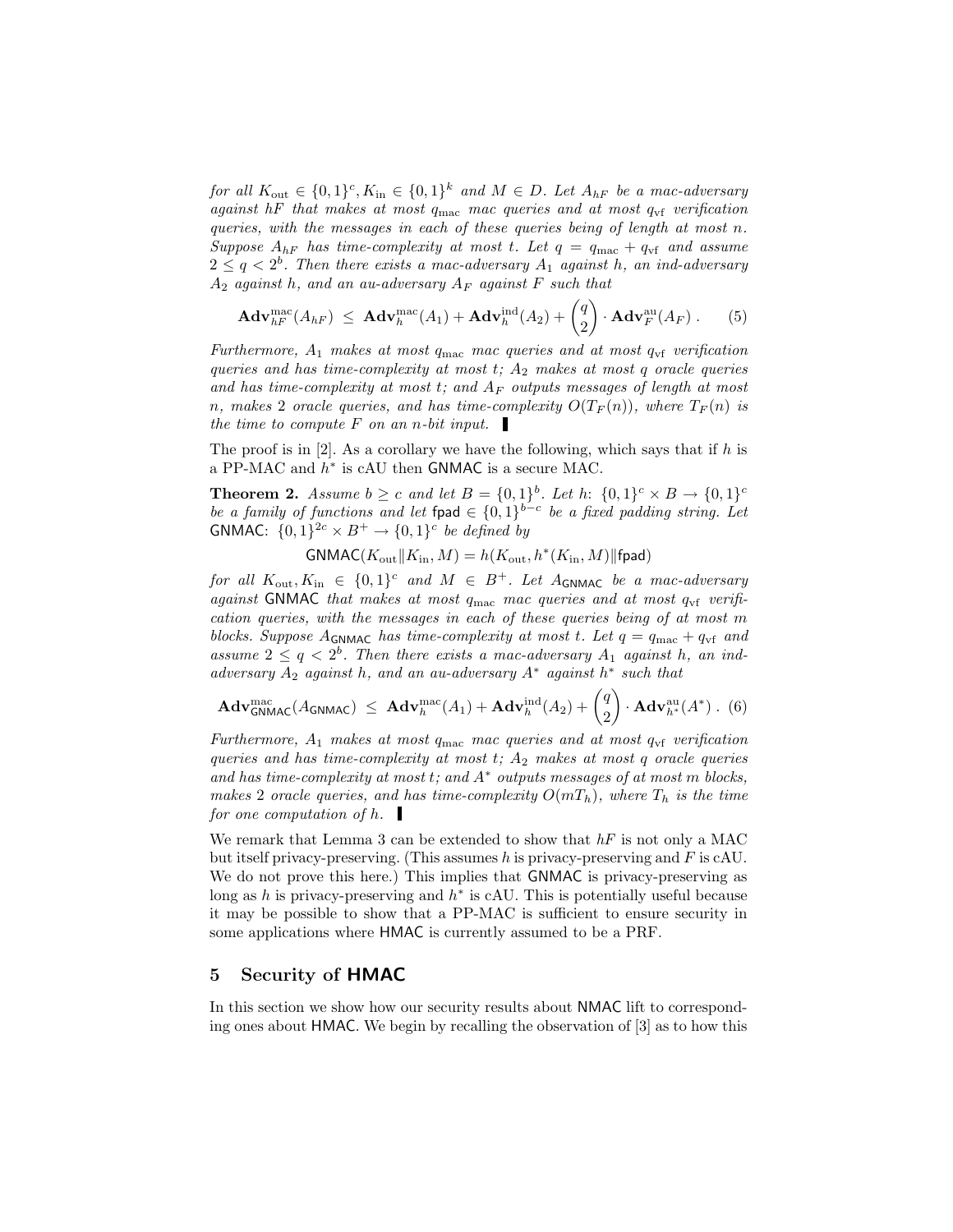*for all $K_{\rm out} \in \{0,1\}^c, K_{\rm in} \in \{0,1\}^k$ and $M \in D$. Let $A_{hF}$ be a mac-adversary against $hF$ that makes at most $q_{\rm mac}$ mac queries and at most $q_{\rm vf}$ verification queries, with the messages in each of these queries being of length at most $n$. Suppose $A_{hF}$ has time-complexity at most $t$. Let $q = q_{\rm mac} + q_{\rm vf}$ and assume $2 \le q < 2^b$. Then there exists a mac-adversary $A_1$ against $h$, an ind-adversary $A_2$ against $h$, and an au-adversary $A_F$ against $F$ such that*

$$\mathbf{Adv}^{\rm mac}_{hF}(A_{hF}) \;\le\; \mathbf{Adv}^{\rm mac}_{h}(A_1) + \mathbf{Adv}^{\rm ind}_{h}(A_2) + \binom{q}{2} \cdot \mathbf{Adv}^{\rm au}_{F}(A_F)\;. \qquad (5)$$

*Furthermore, $A_1$ makes at most $q_{\rm mac}$ mac queries and at most $q_{\rm vf}$ verification queries and has time-complexity at most $t$; $A_2$ makes at most $q$ oracle queries and has time-complexity at most $t$; and $A_F$ outputs messages of length at most $n$, makes 2 oracle queries, and has time-complexity $O(T_F(n))$, where $T_F(n)$ is the time to compute $F$ on an $n$-bit input.* ∎

The proof is in [2]. As a corollary we have the following, which says that if $h$ is a PP-MAC and $h^*$ is cAU then GNMAC is a secure MAC.

**Theorem 2.** *Assume $b \ge c$ and let $B = \{0,1\}^b$. Let $h\colon \{0,1\}^c \times B \to \{0,1\}^c$ be a family of functions and let $\mathsf{fpad} \in \{0,1\}^{b-c}$ be a fixed padding string. Let $\mathsf{GNMAC}\colon \{0,1\}^{2c} \times B^+ \to \{0,1\}^c$ be defined by*

$$\mathsf{GNMAC}(K_{\rm out} \| K_{\rm in}, M) = h(K_{\rm out}, h^*(K_{\rm in}, M) \| \mathsf{fpad})$$

*for all $K_{\rm out}, K_{\rm in} \in \{0,1\}^c$ and $M \in B^+$. Let $A_{\mathsf{GNMAC}}$ be a mac-adversary against GNMAC that makes at most $q_{\rm mac}$ mac queries and at most $q_{\rm vf}$ verification queries, with the messages in each of these queries being of at most $m$ blocks. Suppose $A_{\mathsf{GNMAC}}$ has time-complexity at most $t$. Let $q = q_{\rm mac} + q_{\rm vf}$ and assume $2 \le q < 2^b$. Then there exists a mac-adversary $A_1$ against $h$, an ind-adversary $A_2$ against $h$, and an au-adversary $A^*$ against $h^*$ such that*

$$\mathbf{Adv}^{\rm mac}_{\mathsf{GNMAC}}(A_{\mathsf{GNMAC}}) \;\le\; \mathbf{Adv}^{\rm mac}_{h}(A_1) + \mathbf{Adv}^{\rm ind}_{h}(A_2) + \binom{q}{2} \cdot \mathbf{Adv}^{\rm au}_{h^*}(A^*)\;. \quad (6)$$

*Furthermore, $A_1$ makes at most $q_{\rm mac}$ mac queries and at most $q_{\rm vf}$ verification queries and has time-complexity at most $t$; $A_2$ makes at most $q$ oracle queries and has time-complexity at most $t$; and $A^*$ outputs messages of at most $m$ blocks, makes 2 oracle queries, and has time-complexity $O(mT_h)$, where $T_h$ is the time for one computation of $h$.* ∎

We remark that Lemma 3 can be extended to show that $hF$ is not only a MAC but itself privacy-preserving. (This assumes $h$ is privacy-preserving and $F$ is cAU. We do not prove this here.) This implies that GNMAC is privacy-preserving as long as $h$ is privacy-preserving and $h^*$ is cAU. This is potentially useful because it may be possible to show that a PP-MAC is sufficient to ensure security in some applications where HMAC is currently assumed to be a PRF.

## 5 Security of HMAC

In this section we show how our security results about NMAC lift to corresponding ones about HMAC. We begin by recalling the observation of [3] as to how this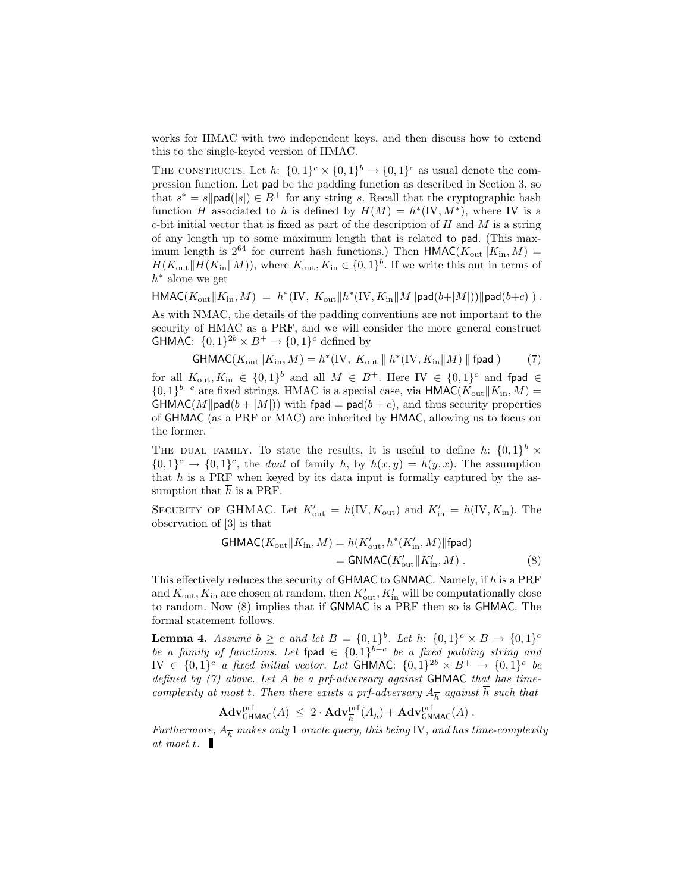works for HMAC with two independent keys, and then discuss how to extend this to the single-keyed version of HMAC.

THE CONSTRUCTS. Let $h\colon \{0,1\}^c \times \{0,1\}^b \to \{0,1\}^c$ as usual denote the compression function. Let $\mathsf{pad}$ be the padding function as described in Section 3, so that $s^* = s \| \mathsf{pad}(|s|) \in B^+$ for any string $s$. Recall that the cryptographic hash function $H$ associated to $h$ is defined by $H(M) = h^*(\mathrm{IV}, M^*)$, where IV is a $c$-bit initial vector that is fixed as part of the description of $H$ and $M$ is a string of any length up to some maximum length that is related to $\mathsf{pad}$. (This maximum length is $2^{64}$ for current hash functions.) Then $\mathsf{HMAC}(K_{\mathrm{out}} \| K_{\mathrm{in}}, M) = H(K_{\mathrm{out}} \| H(K_{\mathrm{in}} \| M))$, where $K_{\mathrm{out}}, K_{\mathrm{in}} \in \{0,1\}^b$. If we write this out in terms of $h^*$ alone we get

$$\mathsf{HMAC}(K_{\mathrm{out}} \| K_{\mathrm{in}}, M) \;=\; h^*(\mathrm{IV},\; K_{\mathrm{out}} \| h^*(\mathrm{IV}, K_{\mathrm{in}} \| M \| \mathsf{pad}(b+|M|)) \| \mathsf{pad}(b+c)\;)\;.$$

As with NMAC, the details of the padding conventions are not important to the security of HMAC as a PRF, and we will consider the more general construct $\mathsf{GHMAC}\colon \{0,1\}^{2b} \times B^+ \to \{0,1\}^c$ defined by

$$\mathsf{GHMAC}(K_{\mathrm{out}} \| K_{\mathrm{in}}, M) = h^*(\mathrm{IV},\; K_{\mathrm{out}} \parallel h^*(\mathrm{IV}, K_{\mathrm{in}} \| M) \parallel \mathsf{fpad}\;) \qquad (7)$$

for all $K_{\mathrm{out}}, K_{\mathrm{in}} \in \{0,1\}^b$ and all $M \in B^+$. Here $\mathrm{IV} \in \{0,1\}^c$ and $\mathsf{fpad} \in \{0,1\}^{b-c}$ are fixed strings. HMAC is a special case, via $\mathsf{HMAC}(K_{\mathrm{out}} \| K_{\mathrm{in}}, M) = \mathsf{GHMAC}(M \| \mathsf{pad}(b+|M|))$ with $\mathsf{fpad} = \mathsf{pad}(b+c)$, and thus security properties of $\mathsf{GHMAC}$ (as a PRF or MAC) are inherited by $\mathsf{HMAC}$, allowing us to focus on the former.

THE DUAL FAMILY. To state the results, it is useful to define $\overline{h}\colon \{0,1\}^b \times \{0,1\}^c \to \{0,1\}^c$, the *dual* of family $h$, by $\overline{h}(x,y) = h(y,x)$. The assumption that $h$ is a PRF when keyed by its data input is formally captured by the assumption that $\overline{h}$ is a PRF.

SECURITY OF GHMAC. Let $K'_{\mathrm{out}} = h(\mathrm{IV}, K_{\mathrm{out}})$ and $K'_{\mathrm{in}} = h(\mathrm{IV}, K_{\mathrm{in}})$. The observation of [3] is that

$$\begin{aligned}\mathsf{GHMAC}(K_{\mathrm{out}} \| K_{\mathrm{in}}, M) &= h(K'_{\mathrm{out}}, h^*(K'_{\mathrm{in}}, M) \| \mathsf{fpad}) \\ &= \mathsf{GNMAC}(K'_{\mathrm{out}} \| K'_{\mathrm{in}}, M)\;. \end{aligned} \qquad (8)$$

This effectively reduces the security of $\mathsf{GHMAC}$ to $\mathsf{GNMAC}$. Namely, if $\overline{h}$ is a PRF and $K_{\mathrm{out}}, K_{\mathrm{in}}$ are chosen at random, then $K'_{\mathrm{out}}, K'_{\mathrm{in}}$ will be computationally close to random. Now (8) implies that if $\mathsf{GNMAC}$ is a PRF then so is $\mathsf{GHMAC}$. The formal statement follows.

**Lemma 4.** *Assume $b \geq c$ and let $B = \{0,1\}^b$. Let $h\colon \{0,1\}^c \times B \to \{0,1\}^c$ be a family of functions. Let $\mathsf{fpad} \in \{0,1\}^{b-c}$ be a fixed padding string and $\mathrm{IV} \in \{0,1\}^c$ a fixed initial vector. Let $\mathsf{GHMAC}\colon \{0,1\}^{2b} \times B^+ \to \{0,1\}^c$ be defined by (7) above. Let $A$ be a prf-adversary against $\mathsf{GHMAC}$ that has time-complexity at most $t$. Then there exists a prf-adversary $A_{\overline{h}}$ against $\overline{h}$ such that*

$$\mathbf{Adv}^{\mathrm{prf}}_{\mathsf{GHMAC}}(A) \;\leq\; 2 \cdot \mathbf{Adv}^{\mathrm{prf}}_{\overline{h}}(A_{\overline{h}}) + \mathbf{Adv}^{\mathrm{prf}}_{\mathsf{GNMAC}}(A)\;.$$

*Furthermore, $A_{\overline{h}}$ makes only 1 oracle query, this being IV, and has time-complexity at most $t$.* ∎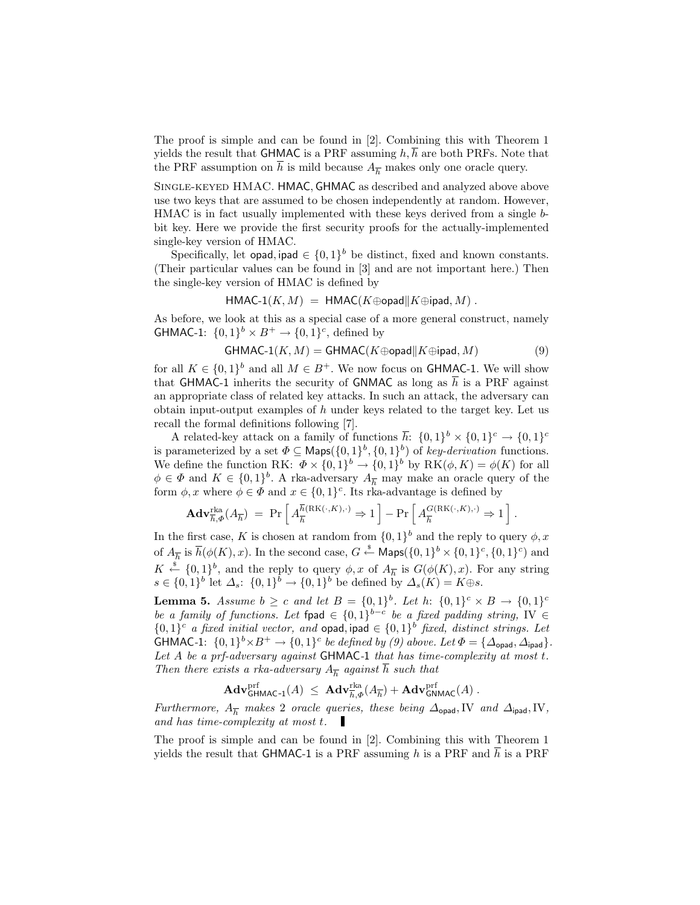The proof is simple and can be found in [2]. Combining this with Theorem 1 yields the result that $\mathsf{GHMAC}$ is a PRF assuming $h, \overline{h}$ are both PRFs. Note that the PRF assumption on $\overline{h}$ is mild because $A_{\overline{h}}$ makes only one oracle query.

Single-keyed HMAC. $\mathsf{HMAC}, \mathsf{GHMAC}$ as described and analyzed above above use two keys that are assumed to be chosen independently at random. However, HMAC is in fact usually implemented with these keys derived from a single $b$-bit key. Here we provide the first security proofs for the actually-implemented single-key version of HMAC.

Specifically, let $\mathsf{opad}, \mathsf{ipad} \in \{0,1\}^b$ be distinct, fixed and known constants. (Their particular values can be found in [3] and are not important here.) Then the single-key version of HMAC is defined by

$$\mathsf{HMAC\text{-}1}(K, M) \;=\; \mathsf{HMAC}(K \oplus \mathsf{opad} \| K \oplus \mathsf{ipad}, M) \,.$$

As before, we look at this as a special case of a more general construct, namely $\mathsf{GHMAC\text{-}1}$: $\{0,1\}^b \times B^+ \to \{0,1\}^c$, defined by

$$\mathsf{GHMAC\text{-}1}(K, M) = \mathsf{GHMAC}(K \oplus \mathsf{opad} \| K \oplus \mathsf{ipad}, M) \tag{9}$$

for all $K \in \{0,1\}^b$ and all $M \in B^+$. We now focus on $\mathsf{GHMAC\text{-}1}$. We will show that $\mathsf{GHMAC\text{-}1}$ inherits the security of $\mathsf{GNMAC}$ as long as $\overline{h}$ is a PRF against an appropriate class of related key attacks. In such an attack, the adversary can obtain input-output examples of $h$ under keys related to the target key. Let us recall the formal definitions following [7].

A related-key attack on a family of functions $\overline{h}$: $\{0,1\}^b \times \{0,1\}^c \to \{0,1\}^c$ is parameterized by a set $\Phi \subseteq \mathsf{Maps}(\{0,1\}^b, \{0,1\}^b)$ of *key-derivation* functions. We define the function RK: $\Phi \times \{0,1\}^b \to \{0,1\}^b$ by $\mathrm{RK}(\phi, K) = \phi(K)$ for all $\phi \in \Phi$ and $K \in \{0,1\}^b$. A rka-adversary $A_{\overline{h}}$ may make an oracle query of the form $\phi, x$ where $\phi \in \Phi$ and $x \in \{0,1\}^c$. Its rka-advantage is defined by

$$\mathbf{Adv}^{\mathrm{rka}}_{\overline{h},\Phi}(A_{\overline{h}}) \;=\; \Pr\left[\, A_{\overline{h}}^{\overline{h}(\mathrm{RK}(\cdot,K),\cdot)} \Rightarrow 1 \,\right] - \Pr\left[\, A_{\overline{h}}^{G(\mathrm{RK}(\cdot,K),\cdot)} \Rightarrow 1 \,\right] .$$

In the first case, $K$ is chosen at random from $\{0,1\}^b$ and the reply to query $\phi, x$ of $A_{\overline{h}}$ is $\overline{h}(\phi(K), x)$. In the second case, $G \xleftarrow{\$} \mathsf{Maps}(\{0,1\}^b \times \{0,1\}^c, \{0,1\}^c)$ and $K \xleftarrow{\$} \{0,1\}^b$, and the reply to query $\phi, x$ of $A_{\overline{h}}$ is $G(\phi(K), x)$. For any string $s \in \{0,1\}^b$ let $\Delta_s$: $\{0,1\}^b \to \{0,1\}^b$ be defined by $\Delta_s(K) = K \oplus s$.

**Lemma 5.** *Assume $b \geq c$ and let $B = \{0,1\}^b$. Let $h$: $\{0,1\}^c \times B \to \{0,1\}^c$ be a family of functions. Let $\mathsf{fpad} \in \{0,1\}^{b-c}$ be a fixed padding string, $\mathrm{IV} \in \{0,1\}^c$ a fixed initial vector, and $\mathsf{opad}, \mathsf{ipad} \in \{0,1\}^b$ fixed, distinct strings. Let $\mathsf{GHMAC\text{-}1}$: $\{0,1\}^b \times B^+ \to \{0,1\}^c$ be defined by (9) above. Let $\Phi = \{\Delta_{\mathsf{opad}}, \Delta_{\mathsf{ipad}}\}$. Let $A$ be a prf-adversary against $\mathsf{GHMAC\text{-}1}$ that has time-complexity at most $t$. Then there exists a rka-adversary $A_{\overline{h}}$ against $\overline{h}$ such that*

$$\mathbf{Adv}^{\mathrm{prf}}_{\mathsf{GHMAC\text{-}1}}(A) \;\leq\; \mathbf{Adv}^{\mathrm{rka}}_{\overline{h},\Phi}(A_{\overline{h}}) + \mathbf{Adv}^{\mathrm{prf}}_{\mathsf{GNMAC}}(A) \,.$$

*Furthermore, $A_{\overline{h}}$ makes 2 oracle queries, these being $\Delta_{\mathsf{opad}}, \mathrm{IV}$ and $\Delta_{\mathsf{ipad}}, \mathrm{IV}$, and has time-complexity at most $t$.* ∎

The proof is simple and can be found in [2]. Combining this with Theorem 1 yields the result that $\mathsf{GHMAC\text{-}1}$ is a PRF assuming $h$ is a PRF and $\overline{h}$ is a PRF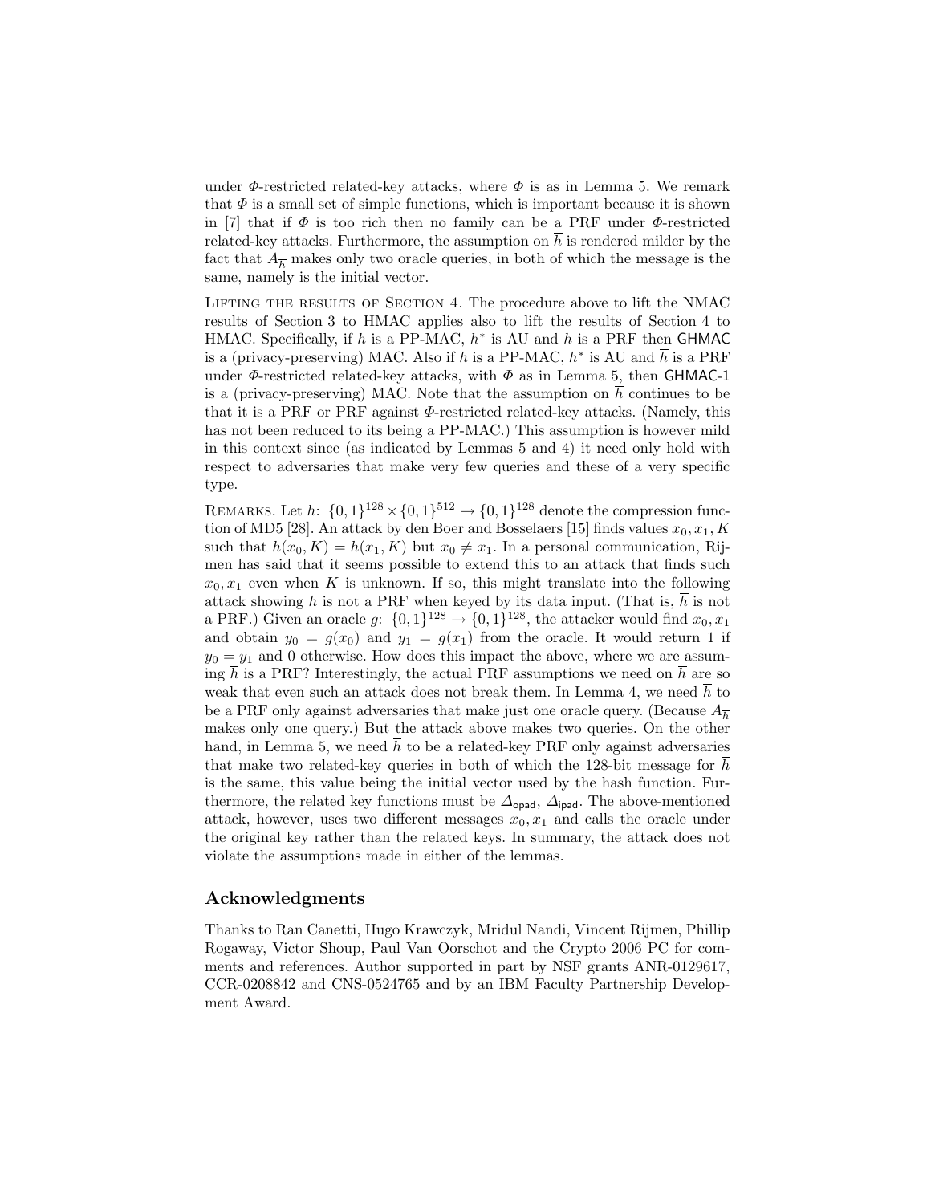under $\Phi$-restricted related-key attacks, where $\Phi$ is as in Lemma 5. We remark that $\Phi$ is a small set of simple functions, which is important because it is shown in [7] that if $\Phi$ is too rich then no family can be a PRF under $\Phi$-restricted related-key attacks. Furthermore, the assumption on $\overline{h}$ is rendered milder by the fact that $A_{\overline{h}}$ makes only two oracle queries, in both of which the message is the same, namely is the initial vector.

Lifting the results of Section 4. The procedure above to lift the NMAC results of Section 3 to HMAC applies also to lift the results of Section 4 to HMAC. Specifically, if $h$ is a PP-MAC, $h^*$ is AU and $\overline{h}$ is a PRF then GHMAC is a (privacy-preserving) MAC. Also if $h$ is a PP-MAC, $h^*$ is AU and $\overline{h}$ is a PRF under $\Phi$-restricted related-key attacks, with $\Phi$ as in Lemma 5, then GHMAC-1 is a (privacy-preserving) MAC. Note that the assumption on $\overline{h}$ continues to be that it is a PRF or PRF against $\Phi$-restricted related-key attacks. (Namely, this has not been reduced to its being a PP-MAC.) This assumption is however mild in this context since (as indicated by Lemmas 5 and 4) it need only hold with respect to adversaries that make very few queries and these of a very specific type.

Remarks. Let $h\colon \{0,1\}^{128} \times \{0,1\}^{512} \to \{0,1\}^{128}$ denote the compression function of MD5 [28]. An attack by den Boer and Bosselaers [15] finds values $x_0, x_1, K$ such that $h(x_0, K) = h(x_1, K)$ but $x_0 \neq x_1$. In a personal communication, Rijmen has said that it seems possible to extend this to an attack that finds such $x_0, x_1$ even when $K$ is unknown. If so, this might translate into the following attack showing $h$ is not a PRF when keyed by its data input. (That is, $\overline{h}$ is not a PRF.) Given an oracle $g\colon \{0,1\}^{128} \to \{0,1\}^{128}$, the attacker would find $x_0, x_1$ and obtain $y_0 = g(x_0)$ and $y_1 = g(x_1)$ from the oracle. It would return 1 if $y_0 = y_1$ and 0 otherwise. How does this impact the above, where we are assuming $\overline{h}$ is a PRF? Interestingly, the actual PRF assumptions we need on $\overline{h}$ are so weak that even such an attack does not break them. In Lemma 4, we need $\overline{h}$ to be a PRF only against adversaries that make just one oracle query. (Because $A_{\overline{h}}$ makes only one query.) But the attack above makes two queries. On the other hand, in Lemma 5, we need $\overline{h}$ to be a related-key PRF only against adversaries that make two related-key queries in both of which the 128-bit message for $\overline{h}$ is the same, this value being the initial vector used by the hash function. Furthermore, the related key functions must be $\Delta_{\mathsf{opad}}$, $\Delta_{\mathsf{ipad}}$. The above-mentioned attack, however, uses two different messages $x_0, x_1$ and calls the oracle under the original key rather than the related keys. In summary, the attack does not violate the assumptions made in either of the lemmas.

## Acknowledgments

Thanks to Ran Canetti, Hugo Krawczyk, Mridul Nandi, Vincent Rijmen, Phillip Rogaway, Victor Shoup, Paul Van Oorschot and the Crypto 2006 PC for comments and references. Author supported in part by NSF grants ANR-0129617, CCR-0208842 and CNS-0524765 and by an IBM Faculty Partnership Development Award.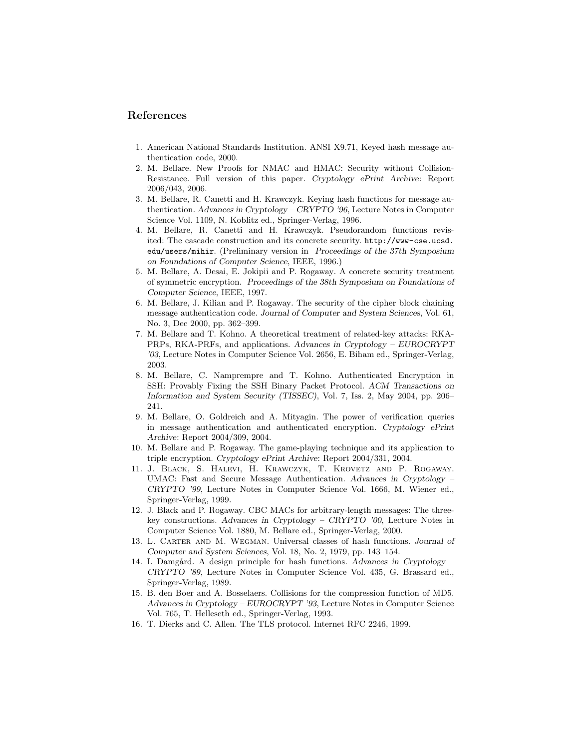## References

1. American National Standards Institution. ANSI X9.71, Keyed hash message authentication code, 2000.
2. M. Bellare. New Proofs for NMAC and HMAC: Security without Collision-Resistance. Full version of this paper. *Cryptology ePrint Archive*: Report 2006/043, 2006.
3. M. Bellare, R. Canetti and H. Krawczyk. Keying hash functions for message authentication. *Advances in Cryptology – CRYPTO '96*, Lecture Notes in Computer Science Vol. 1109, N. Koblitz ed., Springer-Verlag, 1996.
4. M. Bellare, R. Canetti and H. Krawczyk. Pseudorandom functions revisited: The cascade construction and its concrete security. `http://www-cse.ucsd.edu/users/mihir`. (Preliminary version in *Proceedings of the 37th Symposium on Foundations of Computer Science*, IEEE, 1996.)
5. M. Bellare, A. Desai, E. Jokipii and P. Rogaway. A concrete security treatment of symmetric encryption. *Proceedings of the 38th Symposium on Foundations of Computer Science*, IEEE, 1997.
6. M. Bellare, J. Kilian and P. Rogaway. The security of the cipher block chaining message authentication code. *Journal of Computer and System Sciences*, Vol. 61, No. 3, Dec 2000, pp. 362–399.
7. M. Bellare and T. Kohno. A theoretical treatment of related-key attacks: RKA-PRPs, RKA-PRFs, and applications. *Advances in Cryptology – EUROCRYPT '03*, Lecture Notes in Computer Science Vol. 2656, E. Biham ed., Springer-Verlag, 2003.
8. M. Bellare, C. Namprempre and T. Kohno. Authenticated Encryption in SSH: Provably Fixing the SSH Binary Packet Protocol. *ACM Transactions on Information and System Security (TISSEC)*, Vol. 7, Iss. 2, May 2004, pp. 206–241.
9. M. Bellare, O. Goldreich and A. Mityagin. The power of verification queries in message authentication and authenticated encryption. *Cryptology ePrint Archive*: Report 2004/309, 2004.
10. M. Bellare and P. Rogaway. The game-playing technique and its application to triple encryption. *Cryptology ePrint Archive*: Report 2004/331, 2004.
11. J. Black, S. Halevi, H. Krawczyk, T. Krovetz and P. Rogaway. UMAC: Fast and Secure Message Authentication. *Advances in Cryptology – CRYPTO '99*, Lecture Notes in Computer Science Vol. 1666, M. Wiener ed., Springer-Verlag, 1999.
12. J. Black and P. Rogaway. CBC MACs for arbitrary-length messages: The three-key constructions. *Advances in Cryptology – CRYPTO '00*, Lecture Notes in Computer Science Vol. 1880, M. Bellare ed., Springer-Verlag, 2000.
13. L. Carter and M. Wegman. Universal classes of hash functions. *Journal of Computer and System Sciences*, Vol. 18, No. 2, 1979, pp. 143–154.
14. I. Damgård. A design principle for hash functions. *Advances in Cryptology – CRYPTO '89*, Lecture Notes in Computer Science Vol. 435, G. Brassard ed., Springer-Verlag, 1989.
15. B. den Boer and A. Bosselaers. Collisions for the compression function of MD5. *Advances in Cryptology – EUROCRYPT '93*, Lecture Notes in Computer Science Vol. 765, T. Helleseth ed., Springer-Verlag, 1993.
16. T. Dierks and C. Allen. The TLS protocol. Internet RFC 2246, 1999.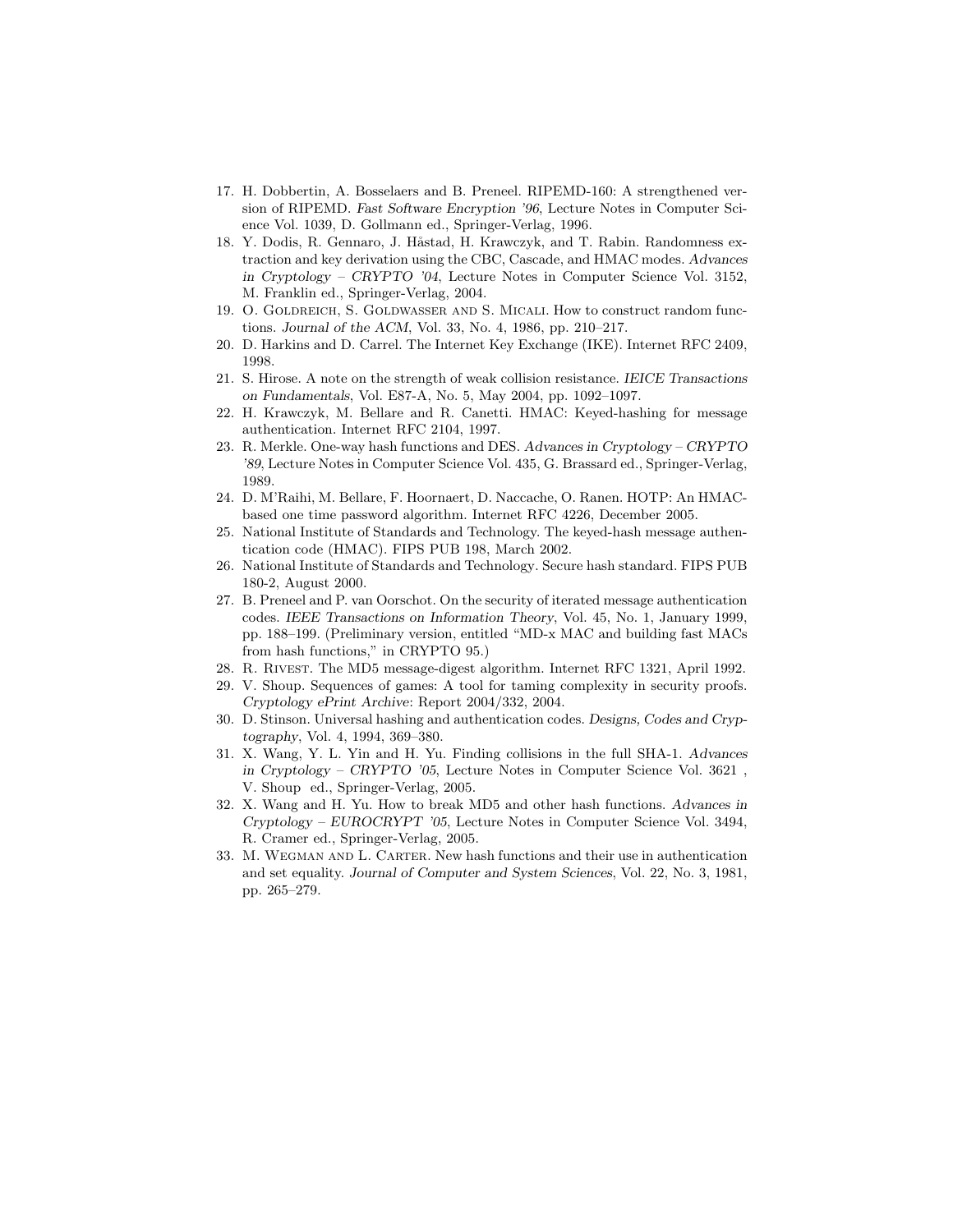17. H. Dobbertin, A. Bosselaers and B. Preneel. RIPEMD-160: A strengthened version of RIPEMD. *Fast Software Encryption '96*, Lecture Notes in Computer Science Vol. 1039, D. Gollmann ed., Springer-Verlag, 1996.
18. Y. Dodis, R. Gennaro, J. Håstad, H. Krawczyk, and T. Rabin. Randomness extraction and key derivation using the CBC, Cascade, and HMAC modes. *Advances in Cryptology – CRYPTO '04*, Lecture Notes in Computer Science Vol. 3152, M. Franklin ed., Springer-Verlag, 2004.
19. O. Goldreich, S. Goldwasser and S. Micali. How to construct random functions. *Journal of the ACM*, Vol. 33, No. 4, 1986, pp. 210–217.
20. D. Harkins and D. Carrel. The Internet Key Exchange (IKE). Internet RFC 2409, 1998.
21. S. Hirose. A note on the strength of weak collision resistance. *IEICE Transactions on Fundamentals*, Vol. E87-A, No. 5, May 2004, pp. 1092–1097.
22. H. Krawczyk, M. Bellare and R. Canetti. HMAC: Keyed-hashing for message authentication. Internet RFC 2104, 1997.
23. R. Merkle. One-way hash functions and DES. *Advances in Cryptology – CRYPTO '89*, Lecture Notes in Computer Science Vol. 435, G. Brassard ed., Springer-Verlag, 1989.
24. D. M'Raihi, M. Bellare, F. Hoornaert, D. Naccache, O. Ranen. HOTP: An HMAC-based one time password algorithm. Internet RFC 4226, December 2005.
25. National Institute of Standards and Technology. The keyed-hash message authentication code (HMAC). FIPS PUB 198, March 2002.
26. National Institute of Standards and Technology. Secure hash standard. FIPS PUB 180-2, August 2000.
27. B. Preneel and P. van Oorschot. On the security of iterated message authentication codes. *IEEE Transactions on Information Theory*, Vol. 45, No. 1, January 1999, pp. 188–199. (Preliminary version, entitled "MD-x MAC and building fast MACs from hash functions," in CRYPTO 95.)
28. R. Rivest. The MD5 message-digest algorithm. Internet RFC 1321, April 1992.
29. V. Shoup. Sequences of games: A tool for taming complexity in security proofs. *Cryptology ePrint Archive*: Report 2004/332, 2004.
30. D. Stinson. Universal hashing and authentication codes. *Designs, Codes and Cryptography*, Vol. 4, 1994, 369–380.
31. X. Wang, Y. L. Yin and H. Yu. Finding collisions in the full SHA-1. *Advances in Cryptology – CRYPTO '05*, Lecture Notes in Computer Science Vol. 3621 , V. Shoup ed., Springer-Verlag, 2005.
32. X. Wang and H. Yu. How to break MD5 and other hash functions. *Advances in Cryptology – EUROCRYPT '05*, Lecture Notes in Computer Science Vol. 3494, R. Cramer ed., Springer-Verlag, 2005.
33. M. Wegman and L. Carter. New hash functions and their use in authentication and set equality. *Journal of Computer and System Sciences*, Vol. 22, No. 3, 1981, pp. 265–279.